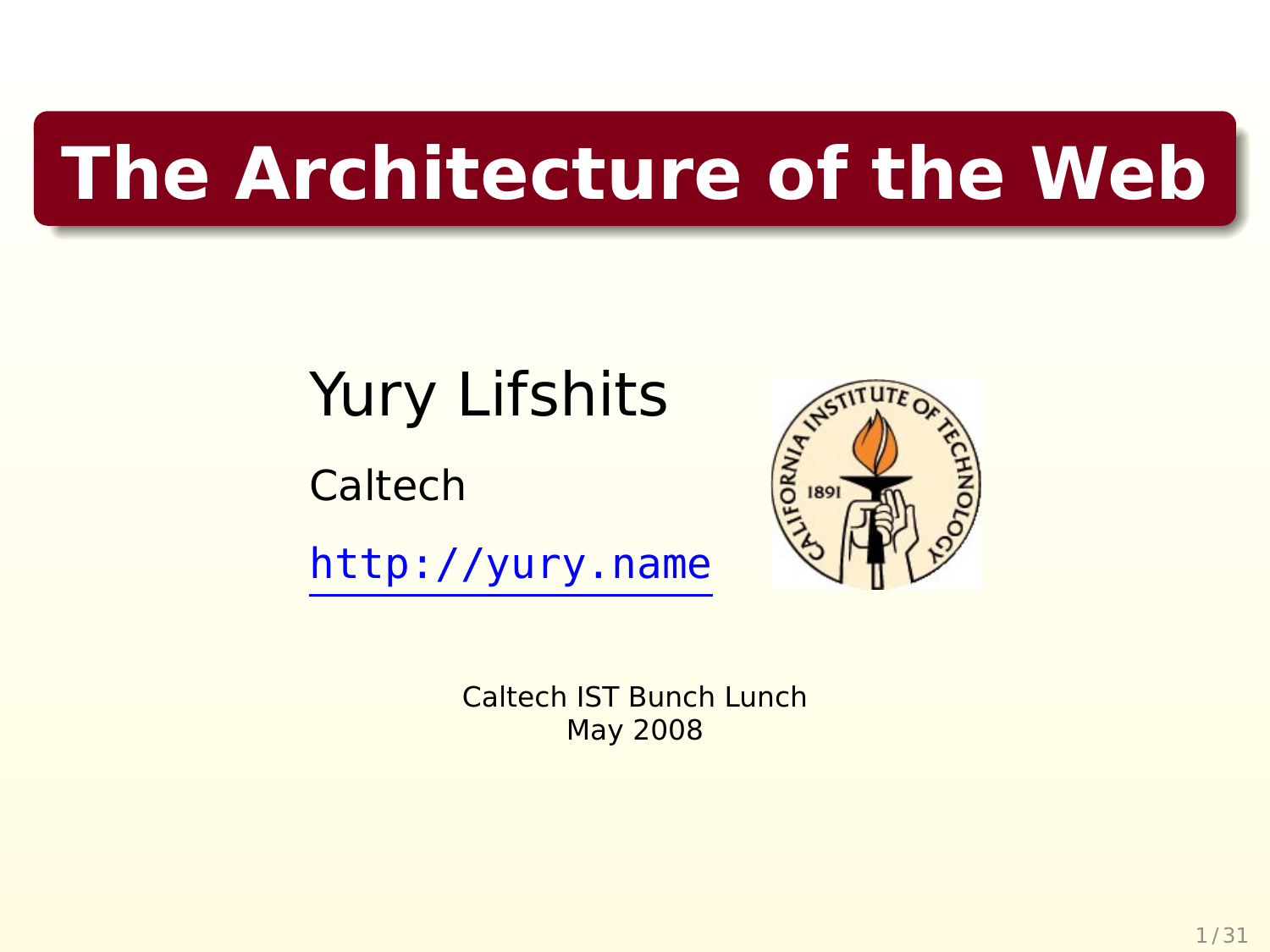# The Architecture of the Web

Yury Lifshits

Caltech

http://yury.name

Caltech IST Bunch Lunch
May 2008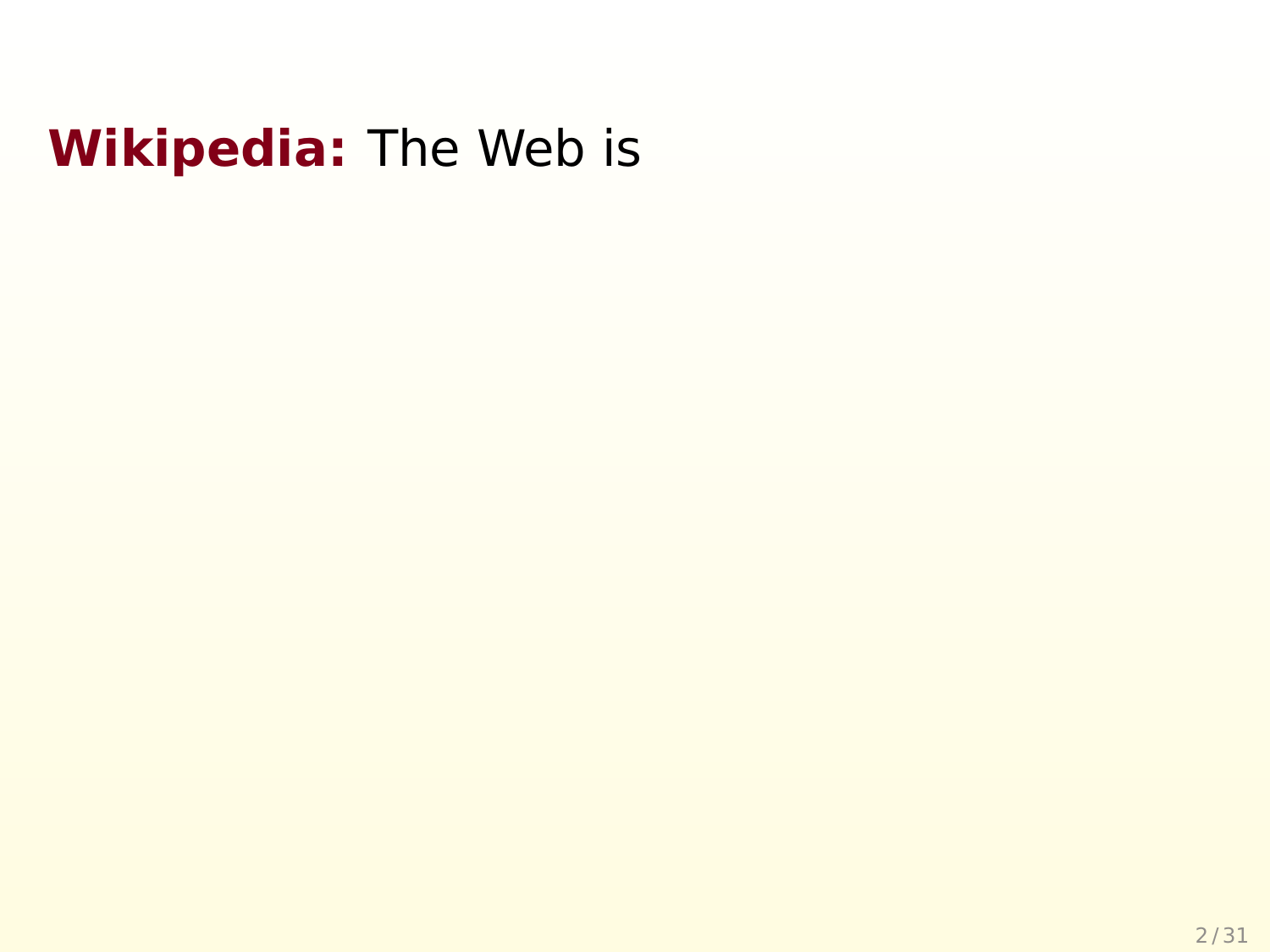**Wikipedia:** The Web is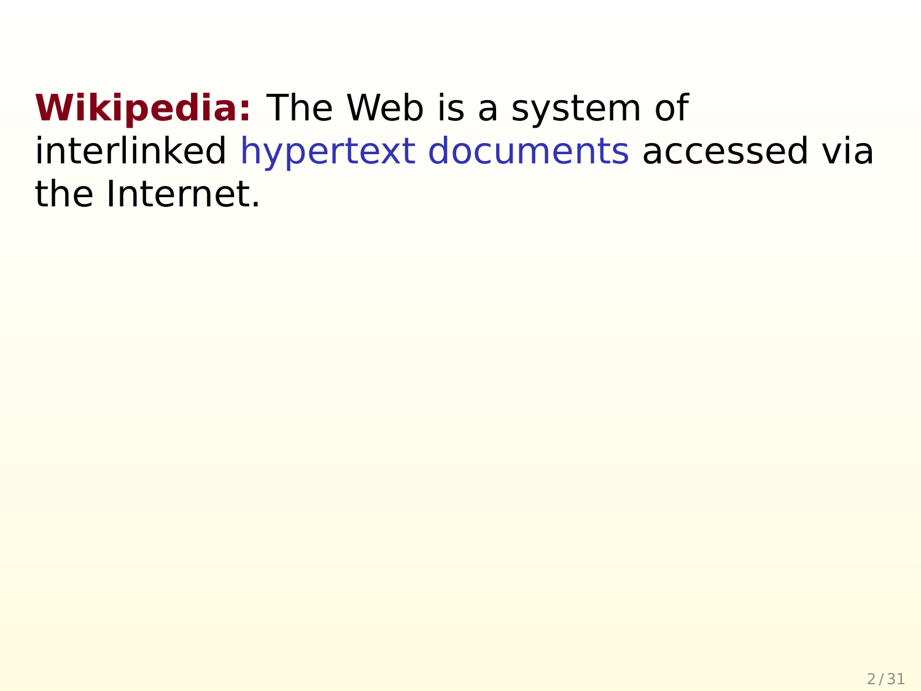**Wikipedia:** The Web is a system of interlinked hypertext documents accessed via the Internet.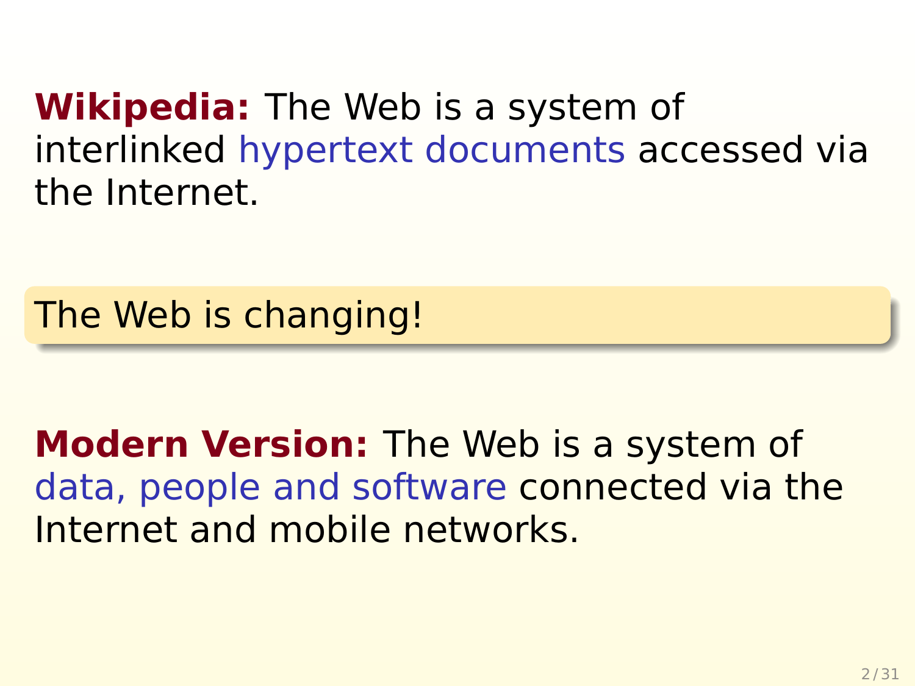**Wikipedia:** The Web is a system of interlinked hypertext documents accessed via the Internet.

> The Web is changing!

**Modern Version:** The Web is a system of data, people and software connected via the Internet and mobile networks.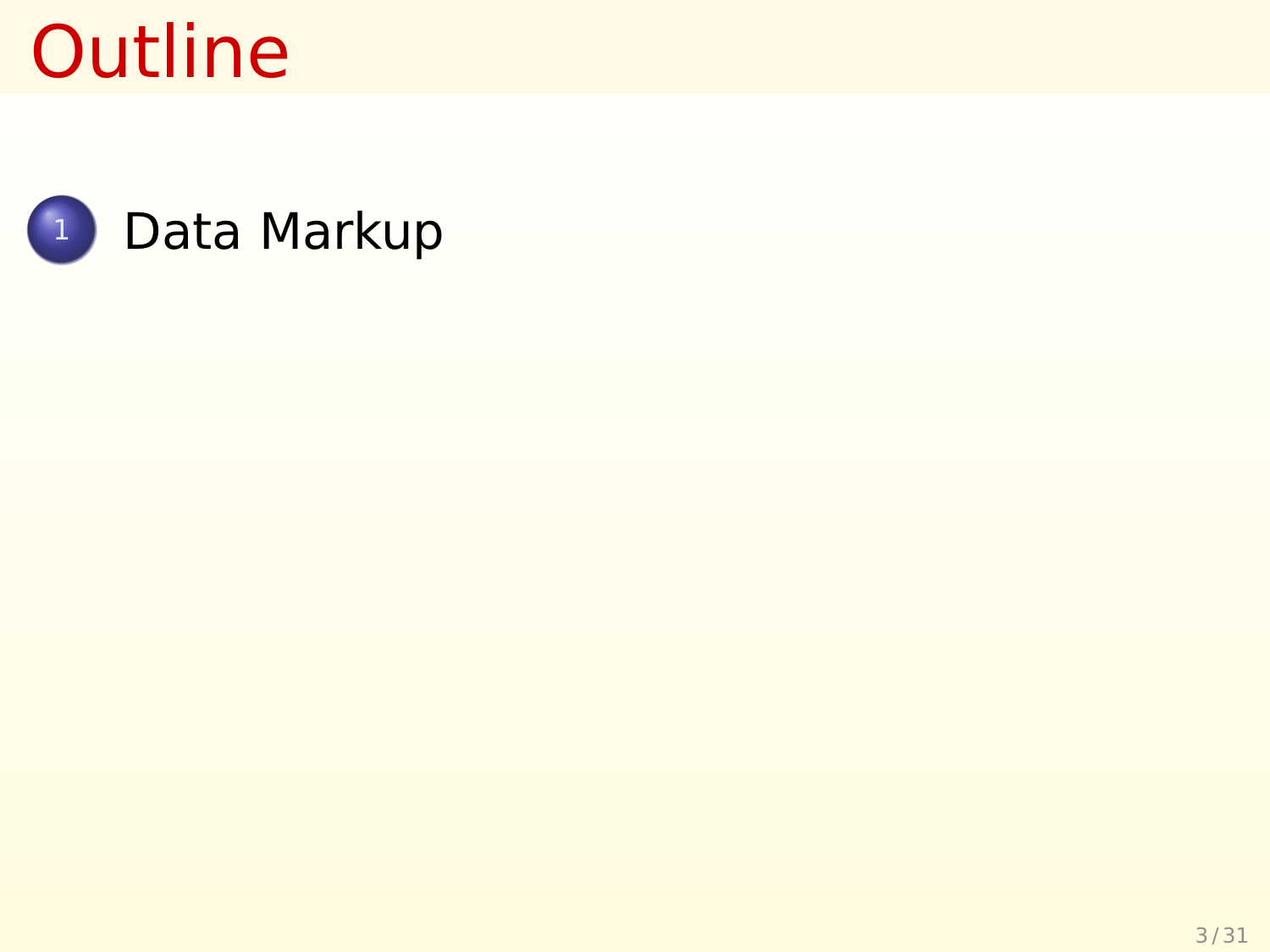# Outline

1. Data Markup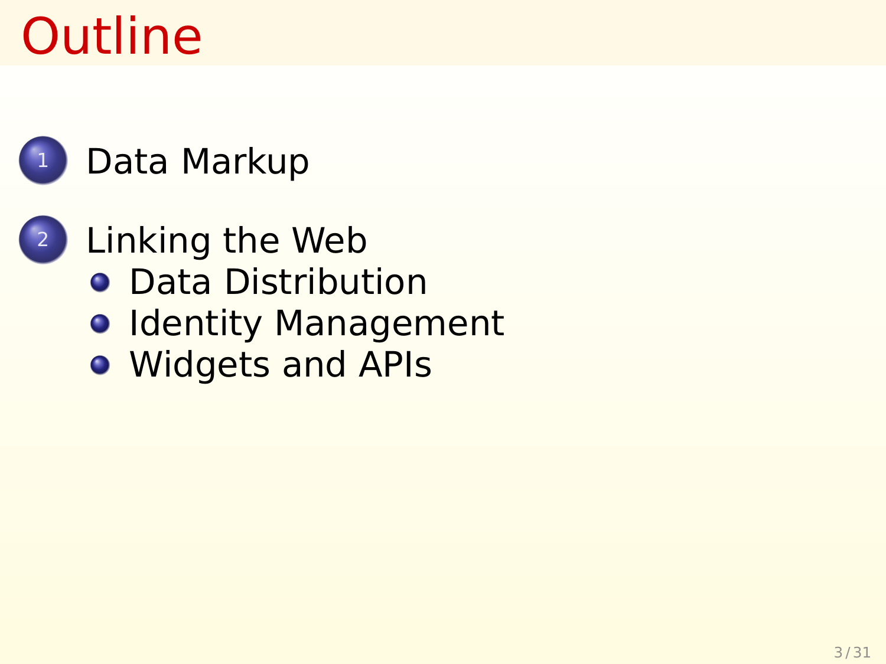# Outline

1. Data Markup
2. Linking the Web
    - Data Distribution
    - Identity Management
    - Widgets and APIs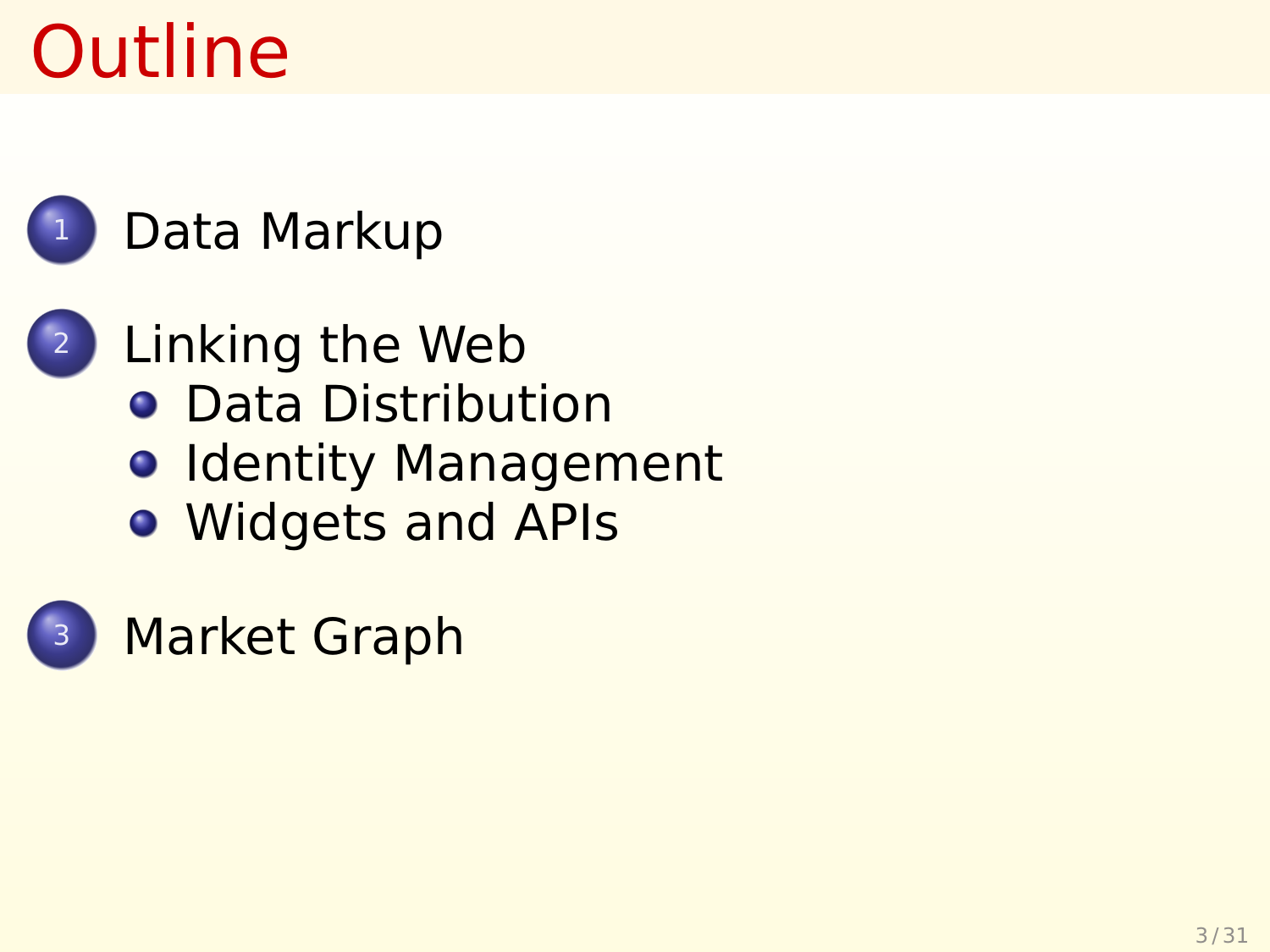# Outline

1. Data Markup
2. Linking the Web
   - Data Distribution
   - Identity Management
   - Widgets and APIs
3. Market Graph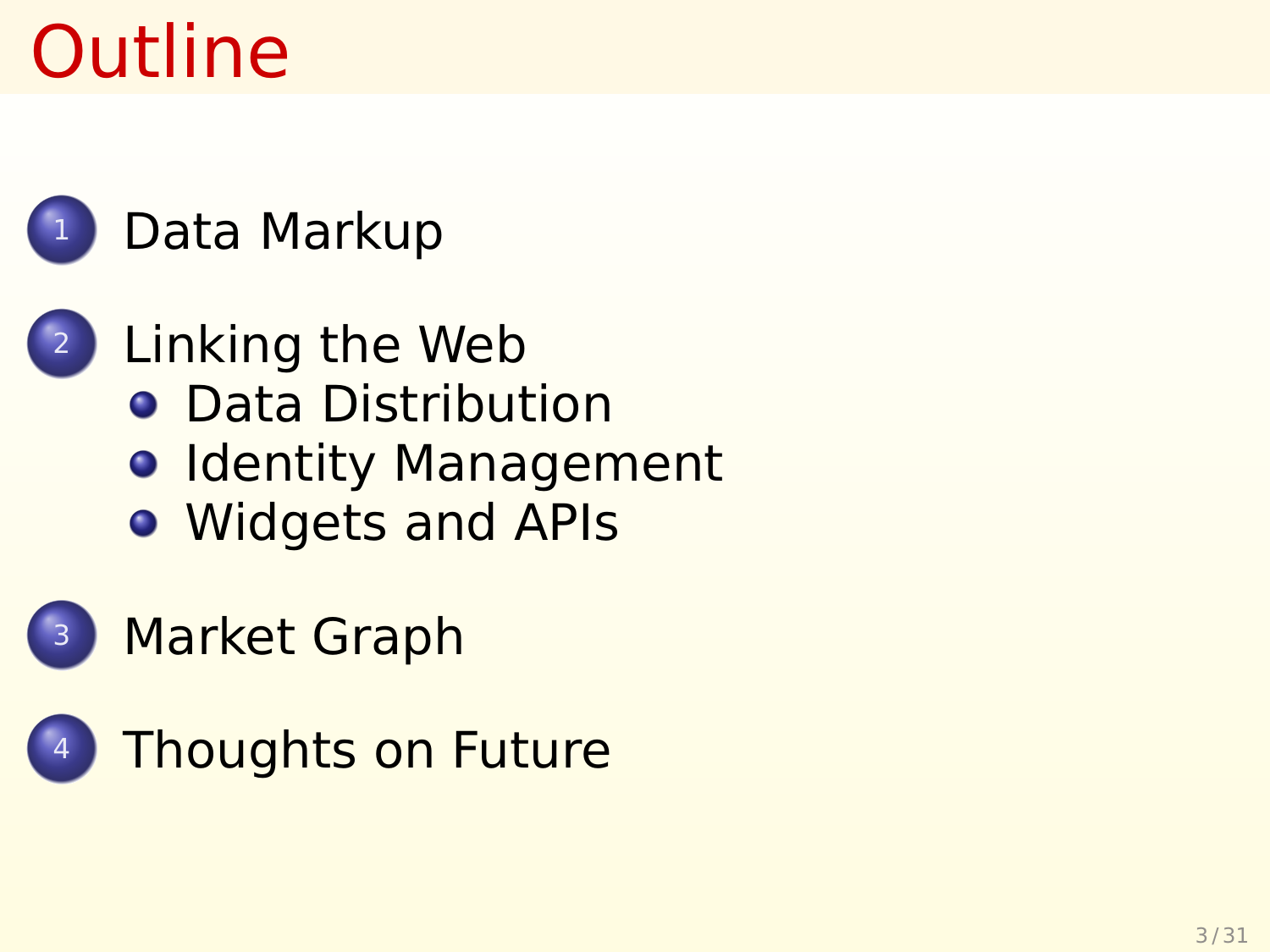# Outline

1. Data Markup
2. Linking the Web
   - Data Distribution
   - Identity Management
   - Widgets and APIs
3. Market Graph
4. Thoughts on Future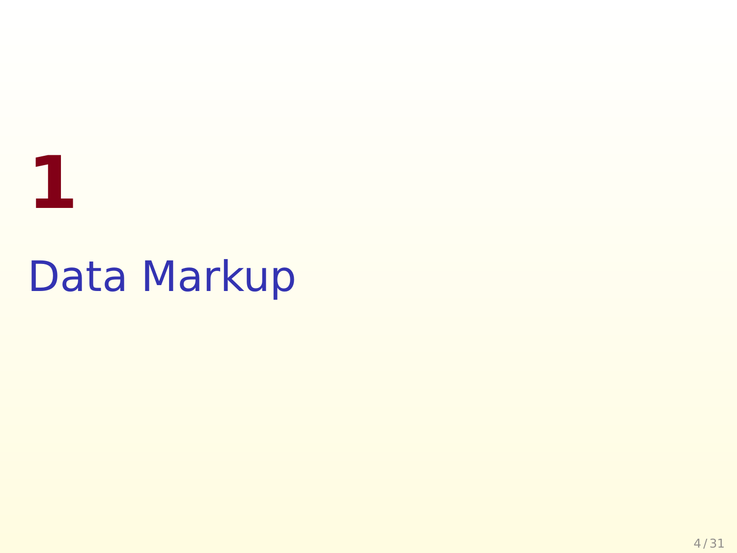# 1

# Data Markup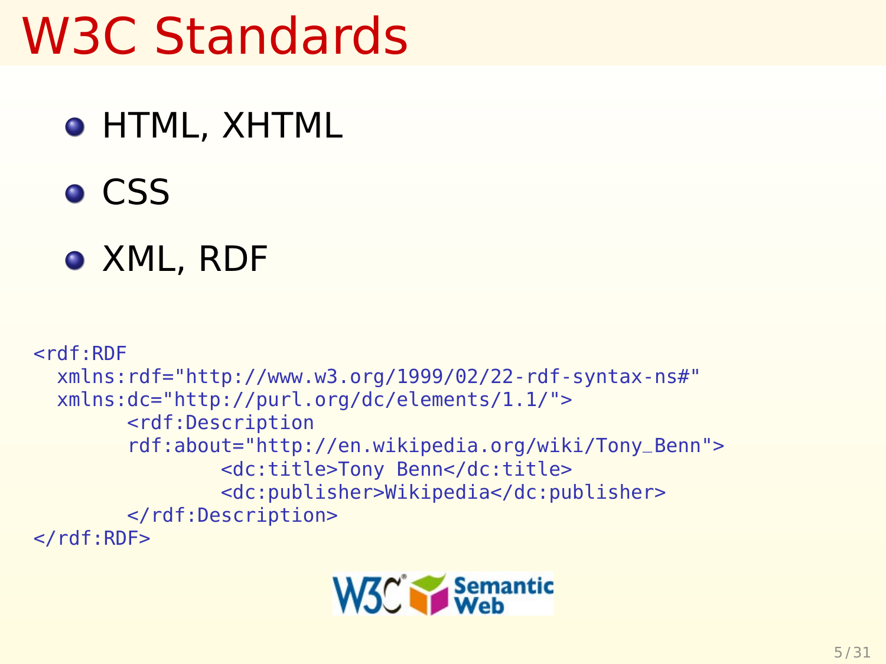# W3C Standards

- HTML, XHTML
- CSS
- XML, RDF

```
<rdf:RDF
  xmlns:rdf="http://www.w3.org/1999/02/22-rdf-syntax-ns#"
  xmlns:dc="http://purl.org/dc/elements/1.1/">
        <rdf:Description
        rdf:about="http://en.wikipedia.org/wiki/Tony_Benn">
                <dc:title>Tony Benn</dc:title>
                <dc:publisher>Wikipedia</dc:publisher>
        </rdf:Description>
</rdf:RDF>
```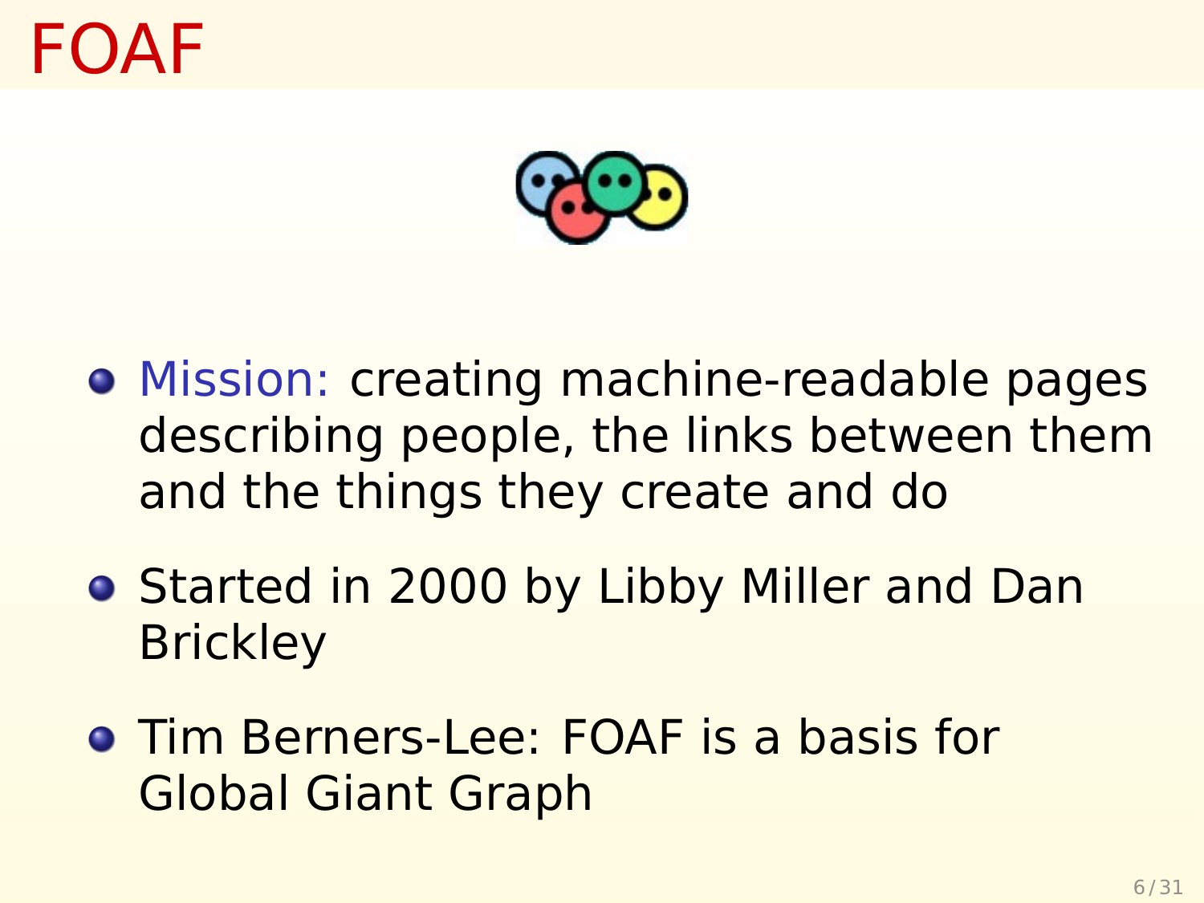# FOAF

- Mission: creating machine-readable pages describing people, the links between them and the things they create and do
- Started in 2000 by Libby Miller and Dan Brickley
- Tim Berners-Lee: FOAF is a basis for Global Giant Graph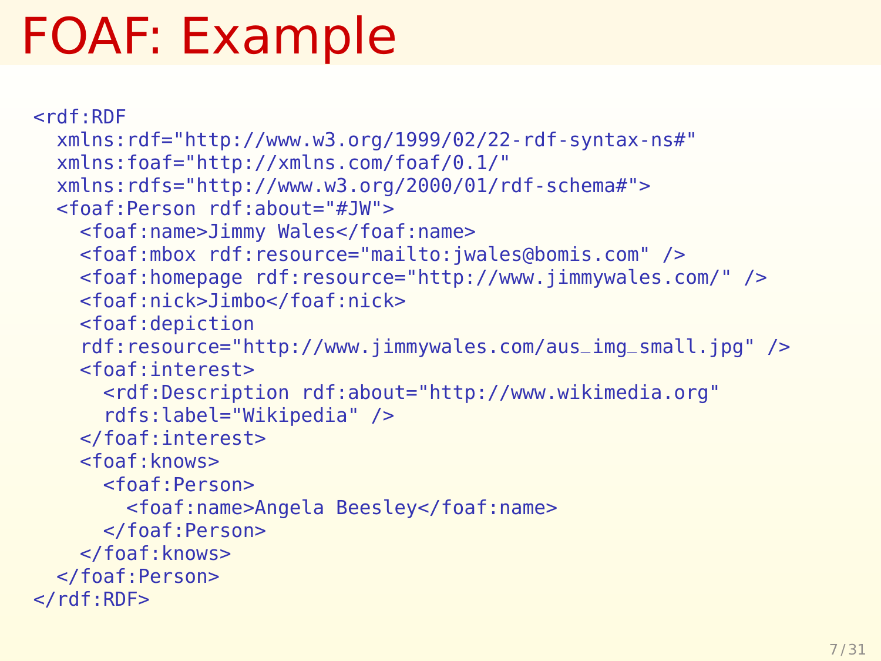# FOAF: Example

```
<rdf:RDF
  xmlns:rdf="http://www.w3.org/1999/02/22-rdf-syntax-ns#"
  xmlns:foaf="http://xmlns.com/foaf/0.1/"
  xmlns:rdfs="http://www.w3.org/2000/01/rdf-schema#">
  <foaf:Person rdf:about="#JW">
    <foaf:name>Jimmy Wales</foaf:name>
    <foaf:mbox rdf:resource="mailto:jwales@bomis.com" />
    <foaf:homepage rdf:resource="http://www.jimmywales.com/" />
    <foaf:nick>Jimbo</foaf:nick>
    <foaf:depiction
    rdf:resource="http://www.jimmywales.com/aus_img_small.jpg" />
    <foaf:interest>
      <rdf:Description rdf:about="http://www.wikimedia.org"
      rdfs:label="Wikipedia" />
    </foaf:interest>
    <foaf:knows>
      <foaf:Person>
        <foaf:name>Angela Beesley</foaf:name>
      </foaf:Person>
    </foaf:knows>
  </foaf:Person>
</rdf:RDF>
```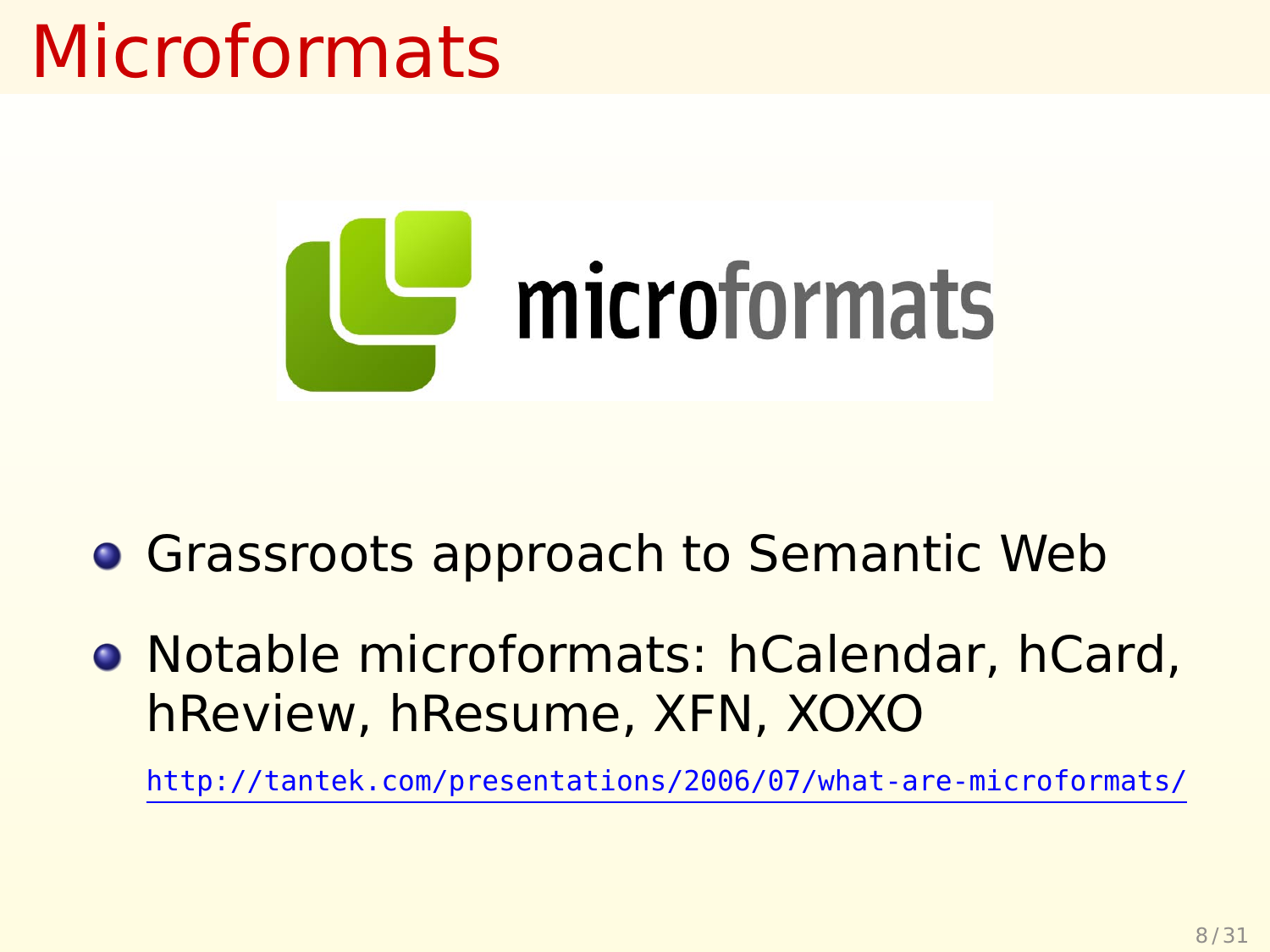# Microformats

- Grassroots approach to Semantic Web
- Notable microformats: hCalendar, hCard, hReview, hResume, XFN, XOXO

  http://tantek.com/presentations/2006/07/what-are-microformats/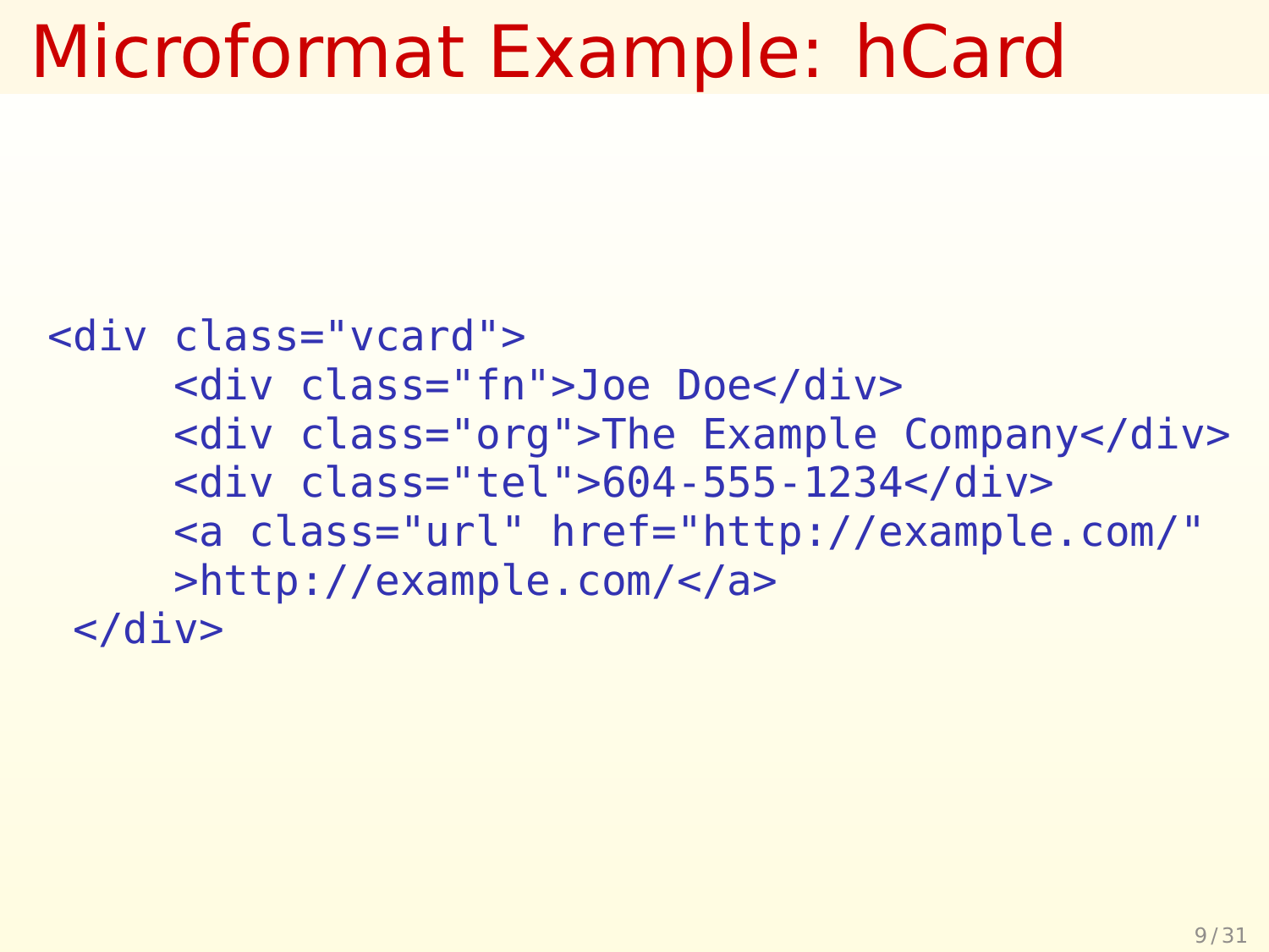# Microformat Example: hCard

```
<div class="vcard">
     <div class="fn">Joe Doe</div>
     <div class="org">The Example Company</div>
     <div class="tel">604-555-1234</div>
     <a class="url" href="http://example.com/"
     >http://example.com/</a>
 </div>
```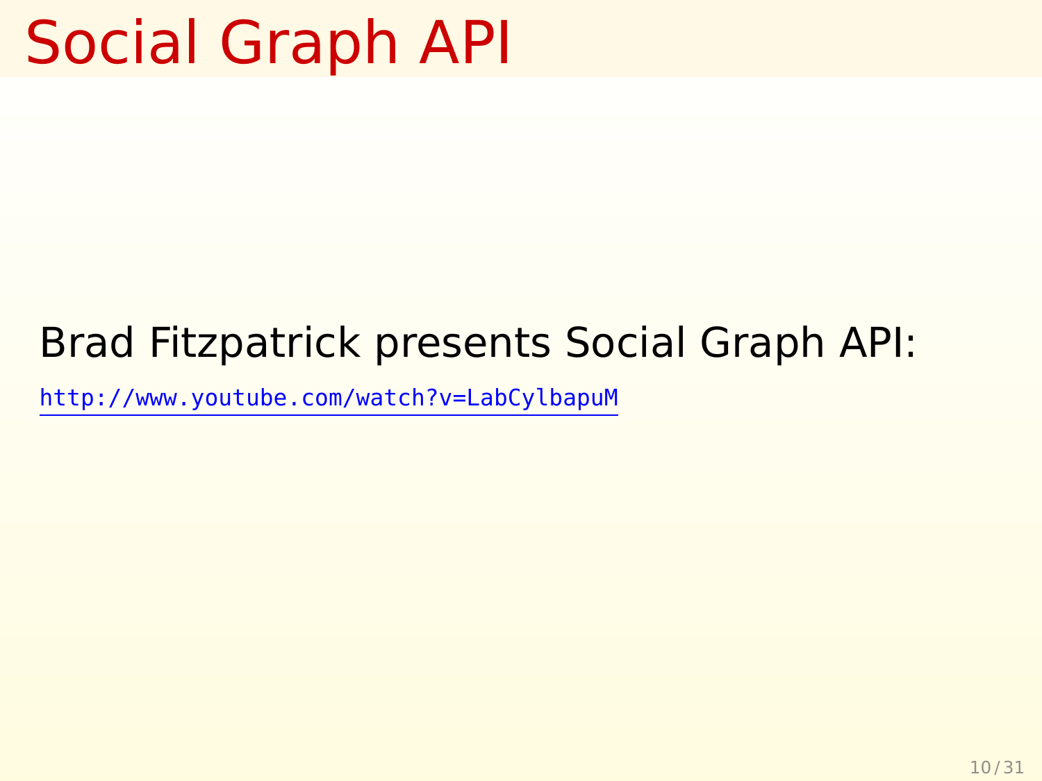# Social Graph API

Brad Fitzpatrick presents Social Graph API:

http://www.youtube.com/watch?v=LabCylbapuM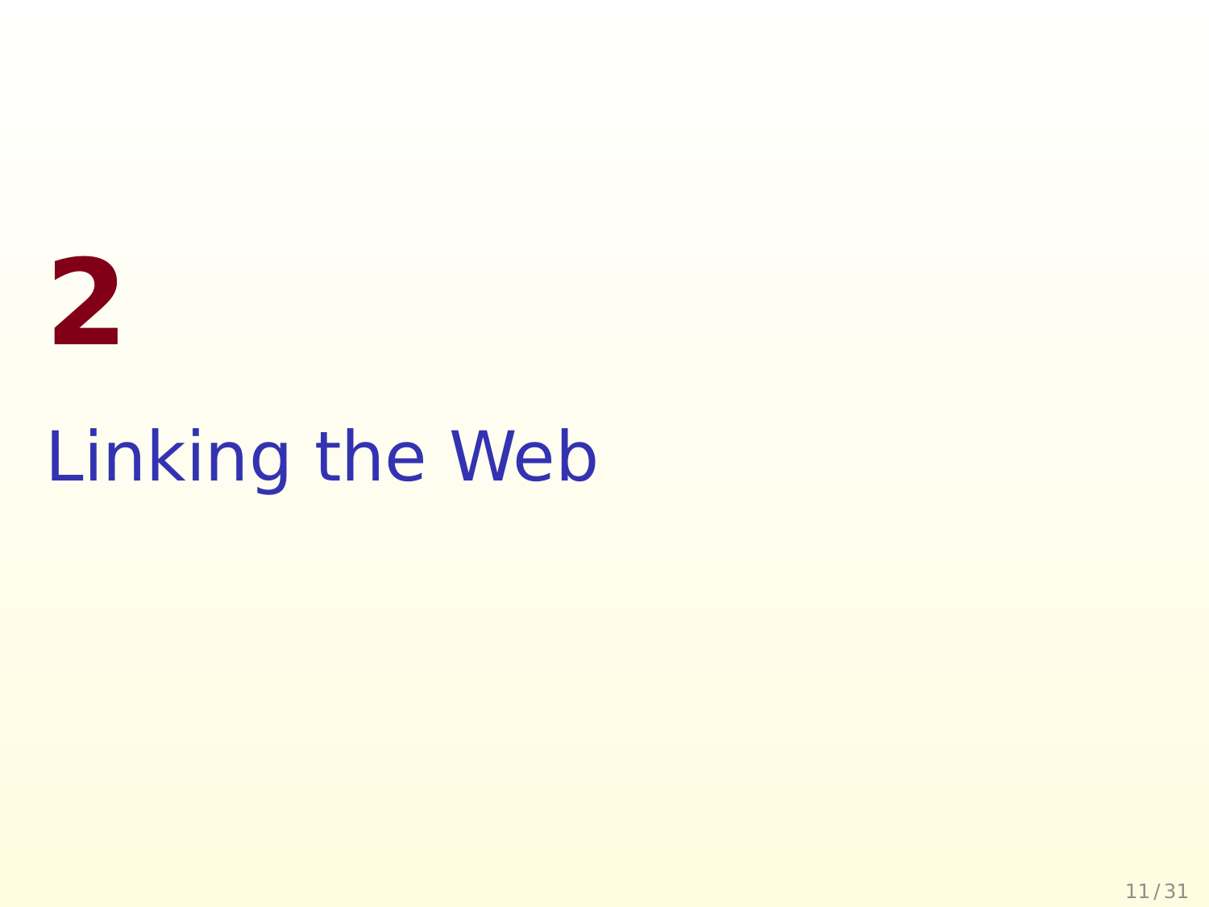# 2

# Linking the Web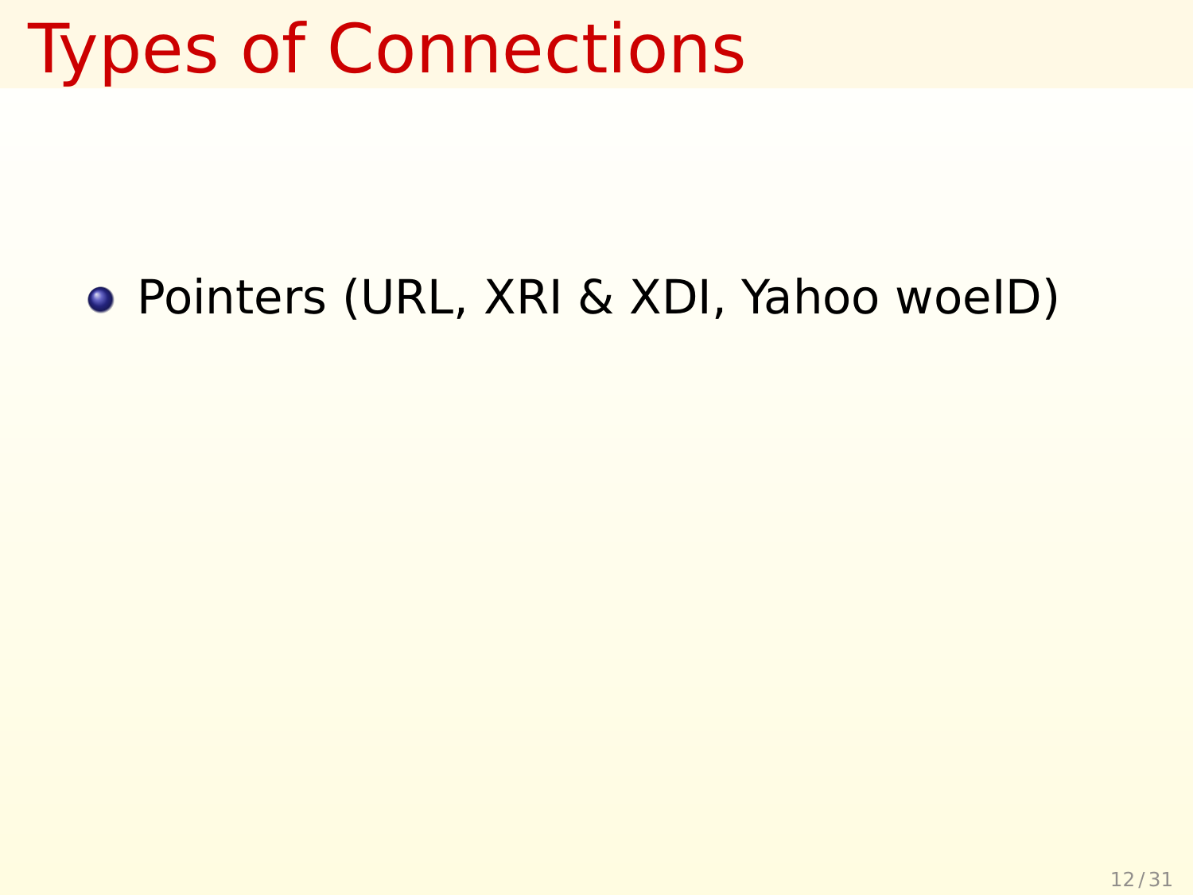# Types of Connections

- Pointers (URL, XRI & XDI, Yahoo woeID)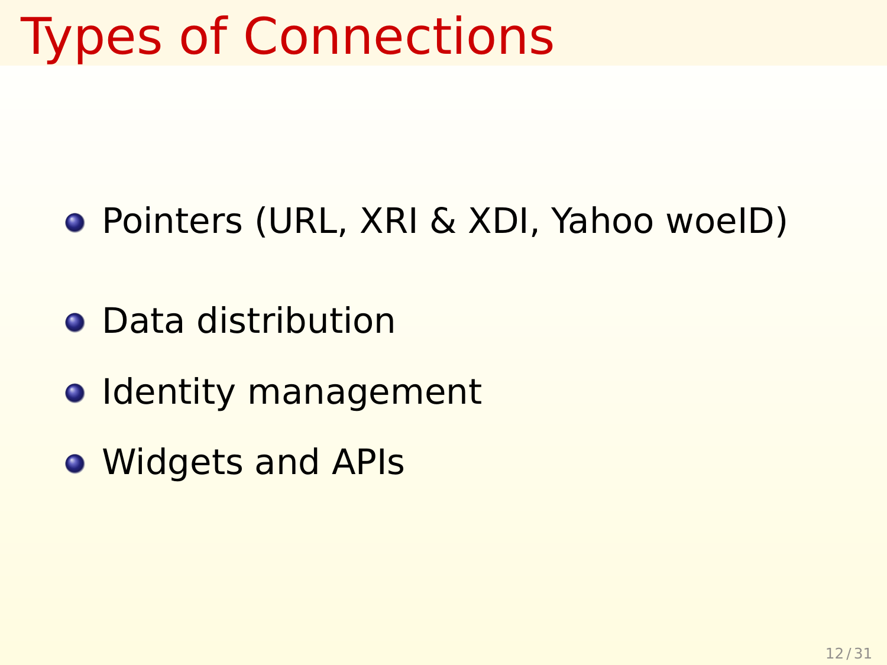# Types of Connections

- Pointers (URL, XRI & XDI, Yahoo woeID)
- Data distribution
- Identity management
- Widgets and APIs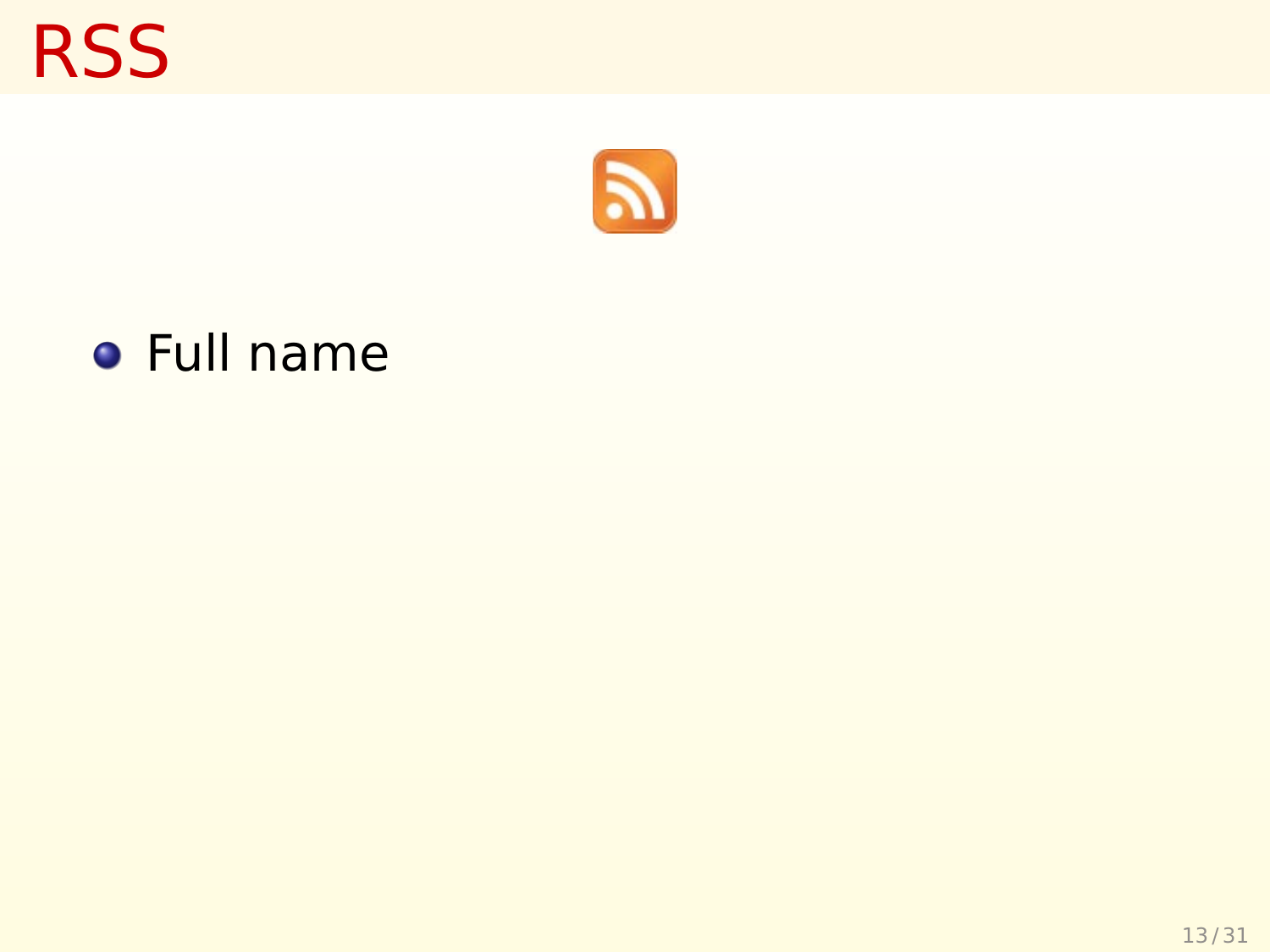# RSS

- Full name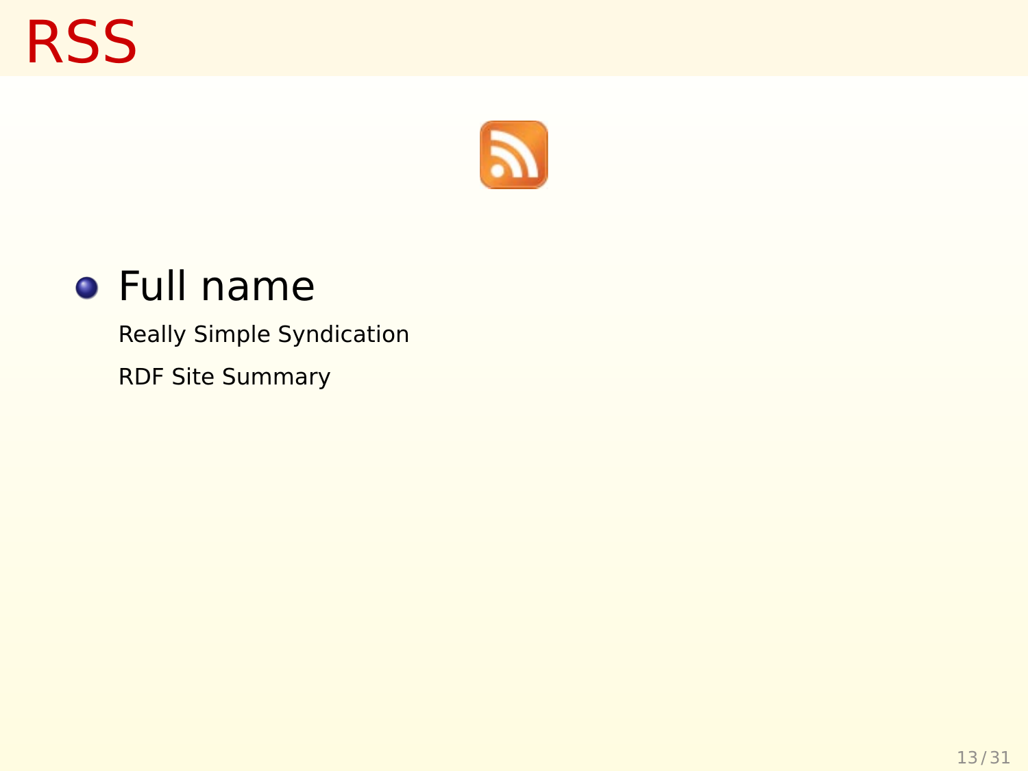# RSS

- Full name

  Really Simple Syndication

  RDF Site Summary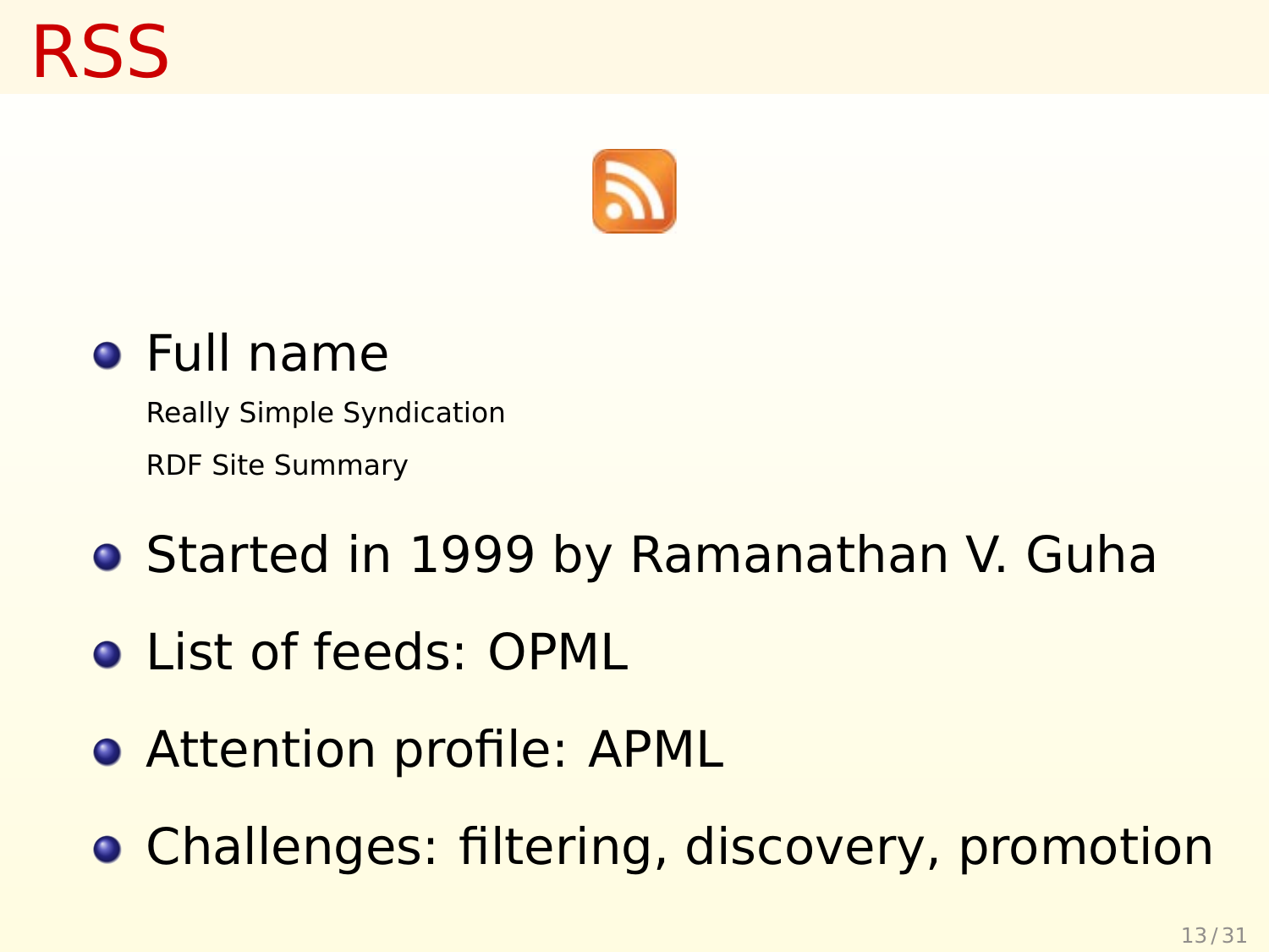# RSS

- Full name

  Really Simple Syndication

  RDF Site Summary

- Started in 1999 by Ramanathan V. Guha
- List of feeds: OPML
- Attention profile: APML
- Challenges: filtering, discovery, promotion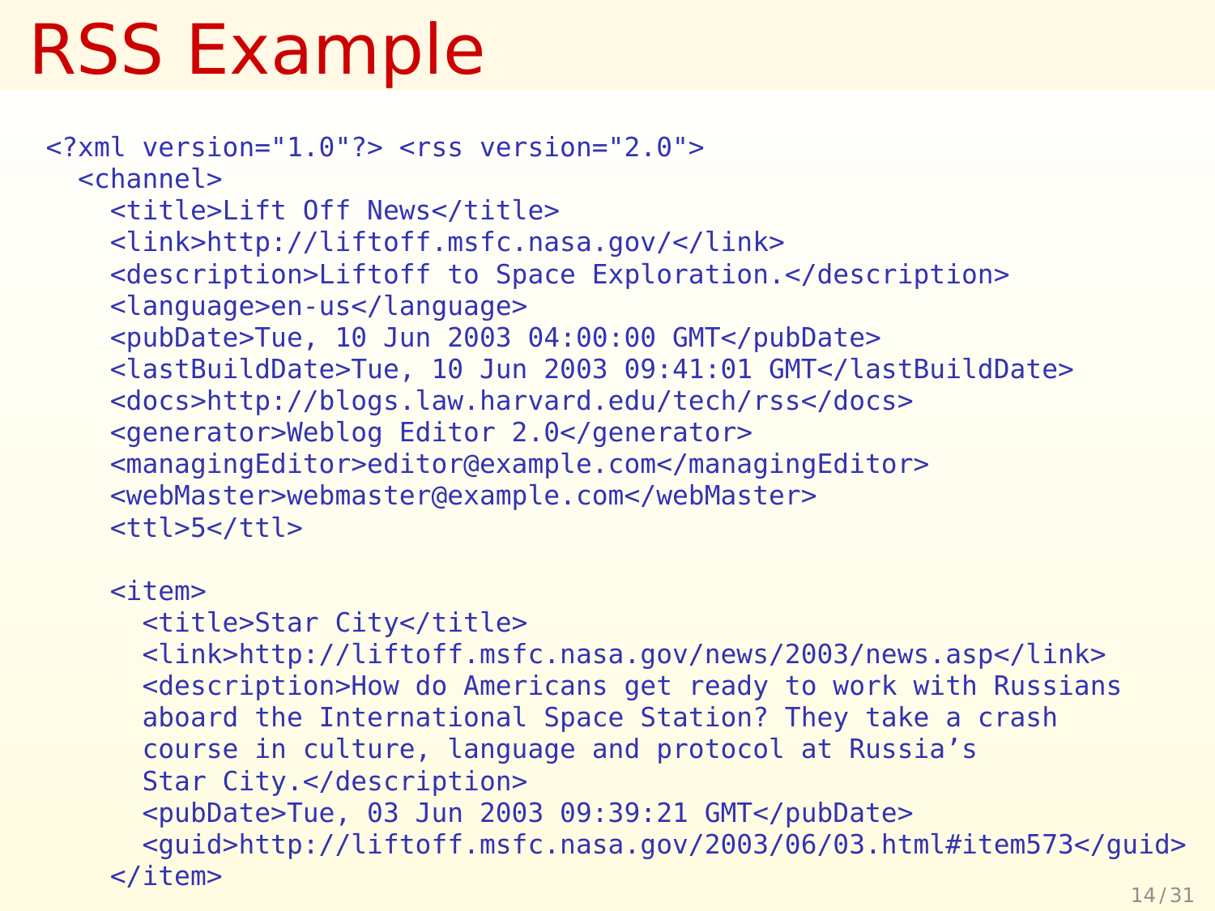# RSS Example

```
<?xml version="1.0"?> <rss version="2.0">
  <channel>
    <title>Lift Off News</title>
    <link>http://liftoff.msfc.nasa.gov/</link>
    <description>Liftoff to Space Exploration.</description>
    <language>en-us</language>
    <pubDate>Tue, 10 Jun 2003 04:00:00 GMT</pubDate>
    <lastBuildDate>Tue, 10 Jun 2003 09:41:01 GMT</lastBuildDate>
    <docs>http://blogs.law.harvard.edu/tech/rss</docs>
    <generator>Weblog Editor 2.0</generator>
    <managingEditor>editor@example.com</managingEditor>
    <webMaster>webmaster@example.com</webMaster>
    <ttl>5</ttl>

    <item>
      <title>Star City</title>
      <link>http://liftoff.msfc.nasa.gov/news/2003/news.asp</link>
      <description>How do Americans get ready to work with Russians
      aboard the International Space Station? They take a crash
      course in culture, language and protocol at Russia’s
      Star City.</description>
      <pubDate>Tue, 03 Jun 2003 09:39:21 GMT</pubDate>
      <guid>http://liftoff.msfc.nasa.gov/2003/06/03.html#item573</guid>
    </item>
```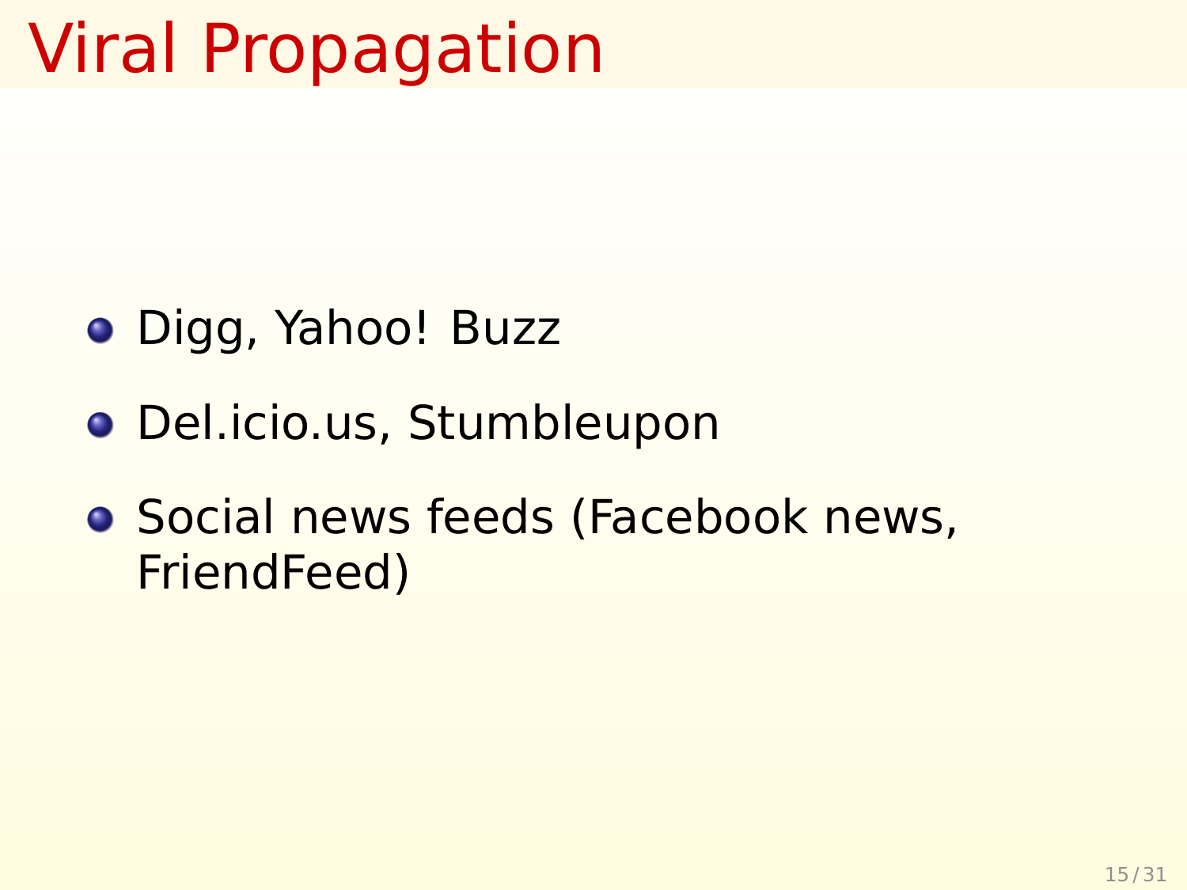# Viral Propagation

- Digg, Yahoo! Buzz
- Del.icio.us, Stumbleupon
- Social news feeds (Facebook news, FriendFeed)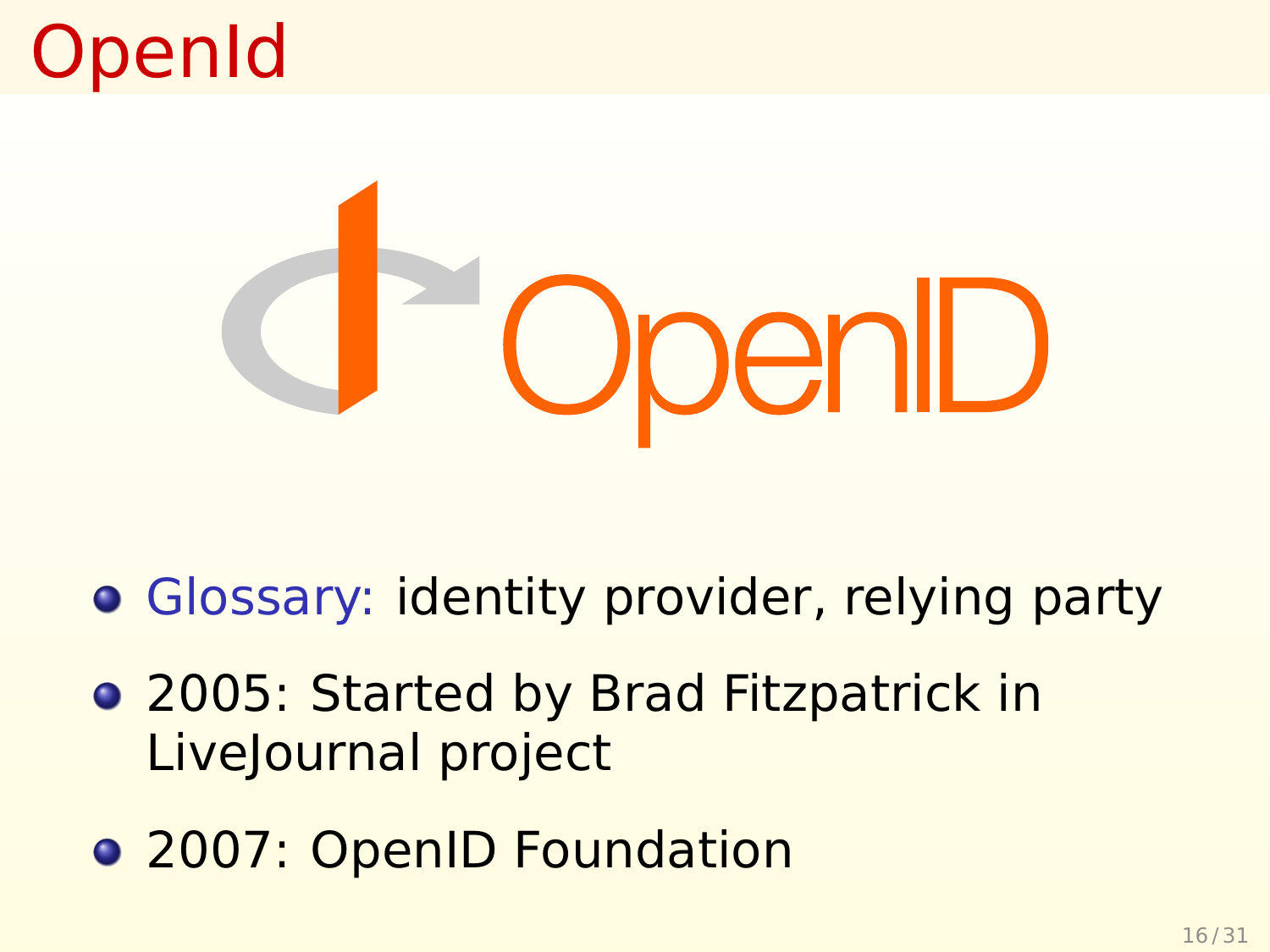# OpenId

- Glossary: identity provider, relying party
- 2005: Started by Brad Fitzpatrick in LiveJournal project
- 2007: OpenID Foundation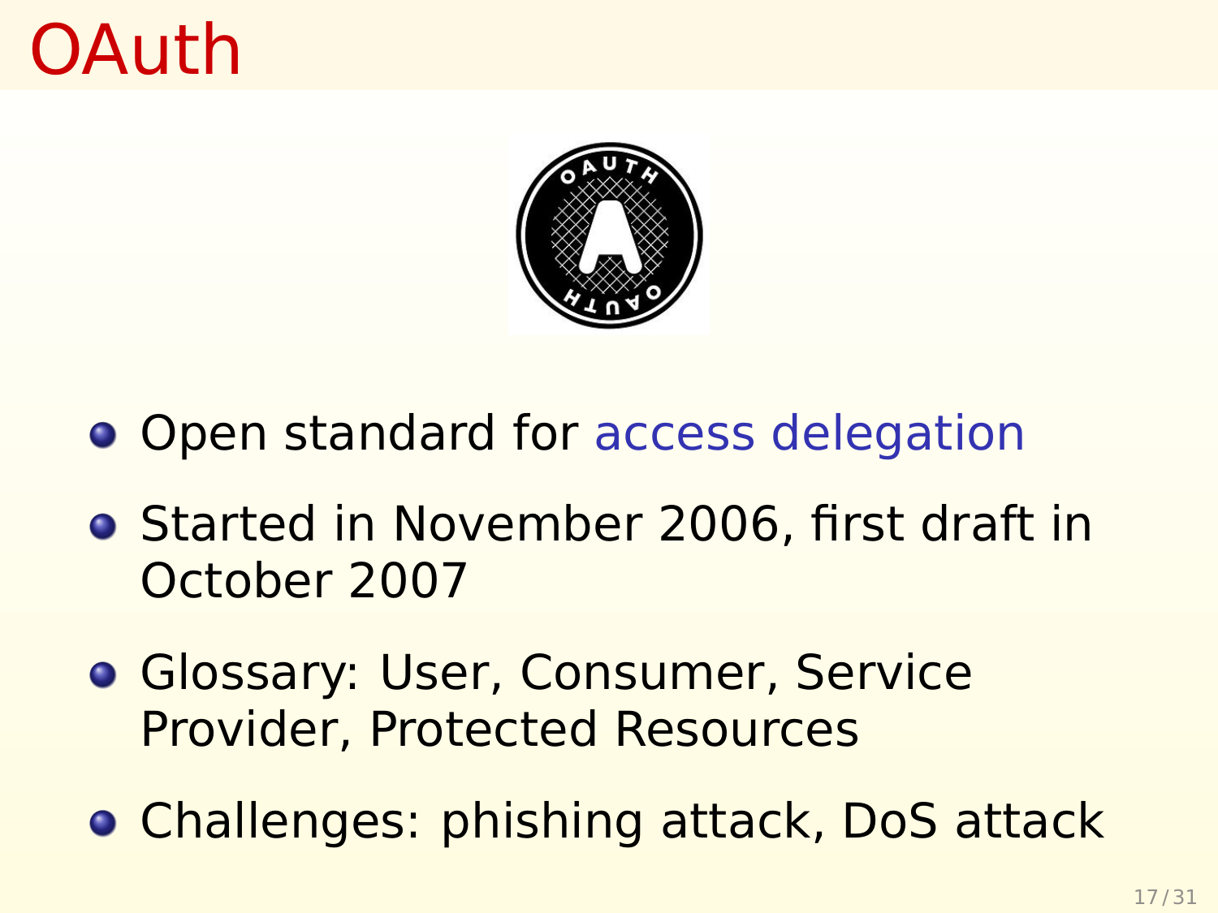# OAuth

- Open standard for access delegation
- Started in November 2006, first draft in October 2007
- Glossary: User, Consumer, Service Provider, Protected Resources
- Challenges: phishing attack, DoS attack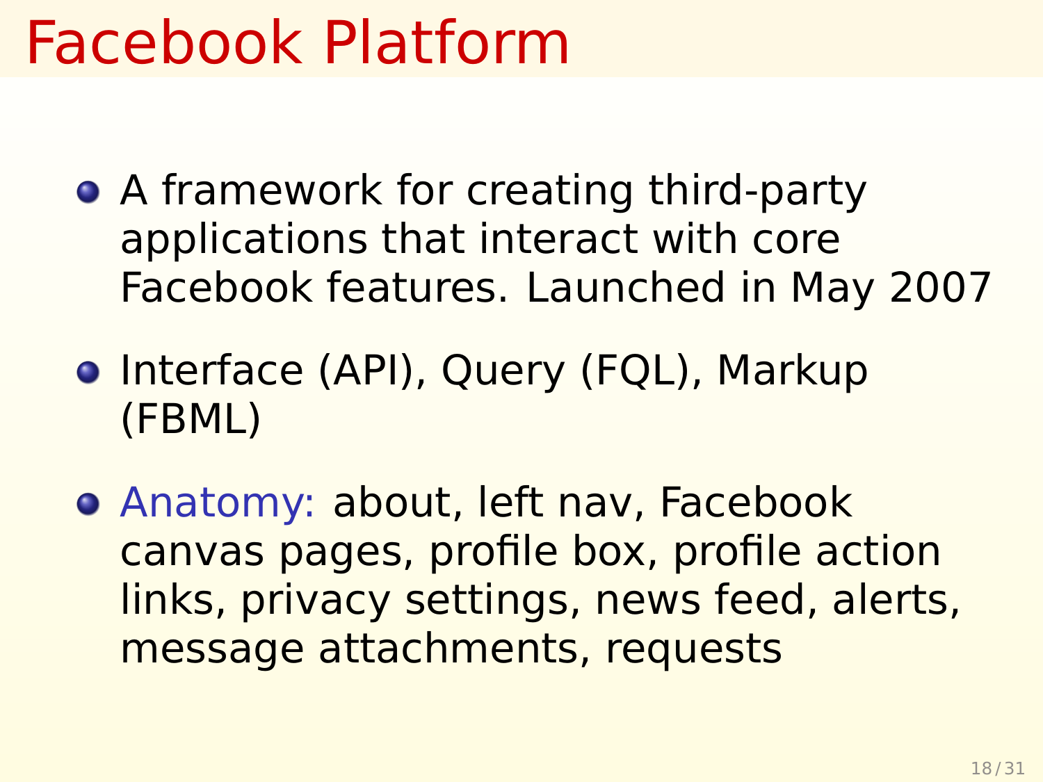# Facebook Platform

- A framework for creating third-party applications that interact with core Facebook features. Launched in May 2007
- Interface (API), Query (FQL), Markup (FBML)
- Anatomy: about, left nav, Facebook canvas pages, profile box, profile action links, privacy settings, news feed, alerts, message attachments, requests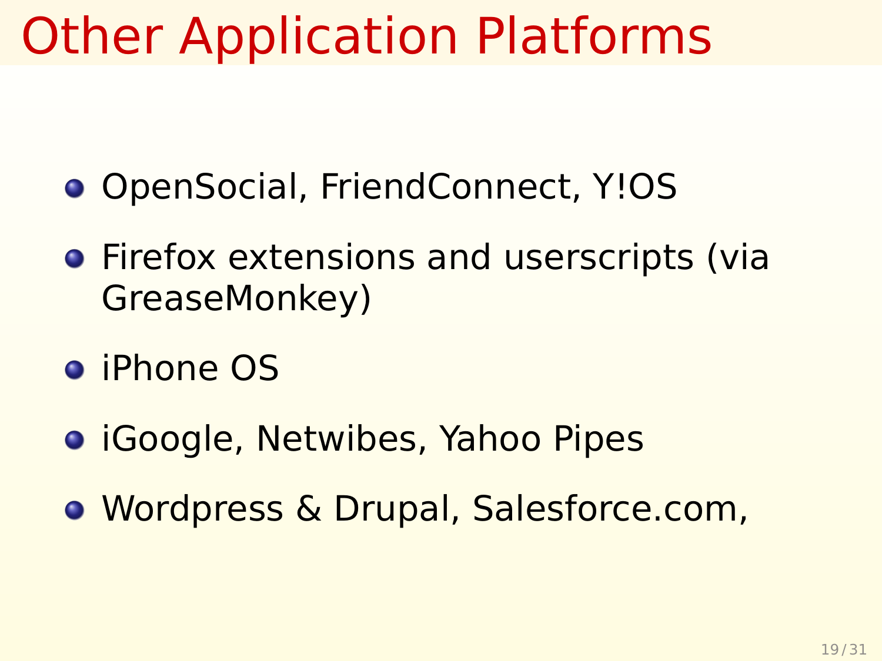# Other Application Platforms

- OpenSocial, FriendConnect, Y!OS
- Firefox extensions and userscripts (via GreaseMonkey)
- iPhone OS
- iGoogle, Netwibes, Yahoo Pipes
- Wordpress & Drupal, Salesforce.com,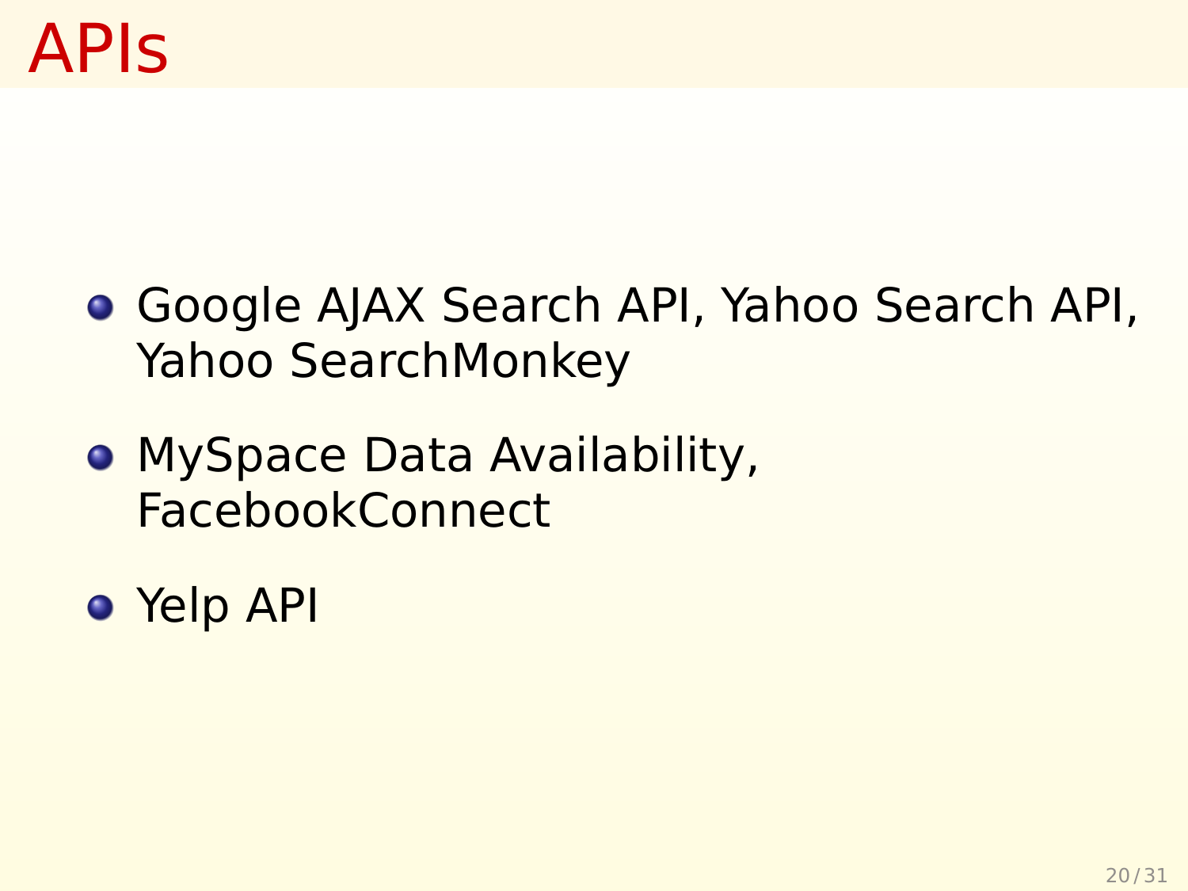# APIs

- Google AJAX Search API, Yahoo Search API, Yahoo SearchMonkey
- MySpace Data Availability, FacebookConnect
- Yelp API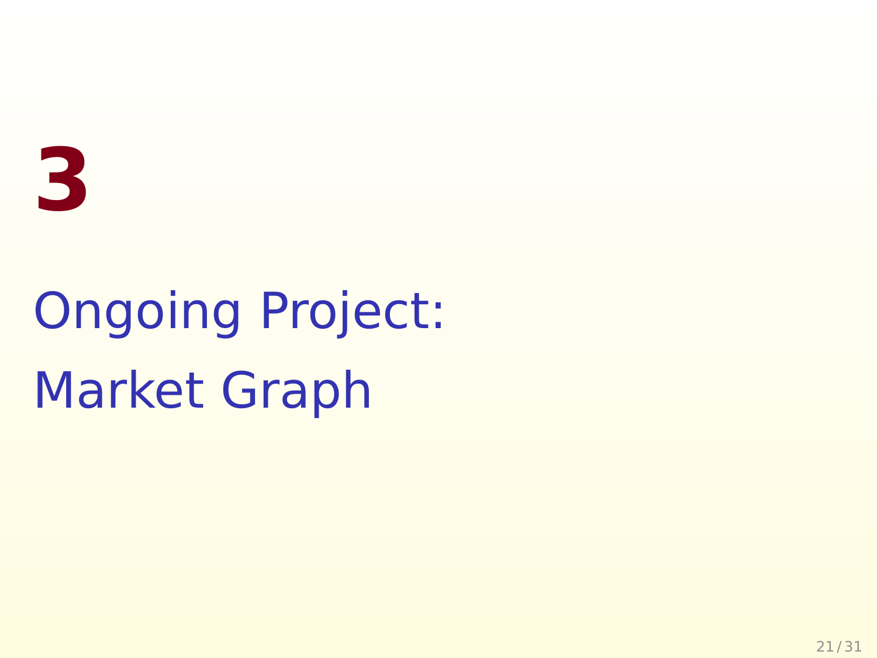# 3

## Ongoing Project: Market Graph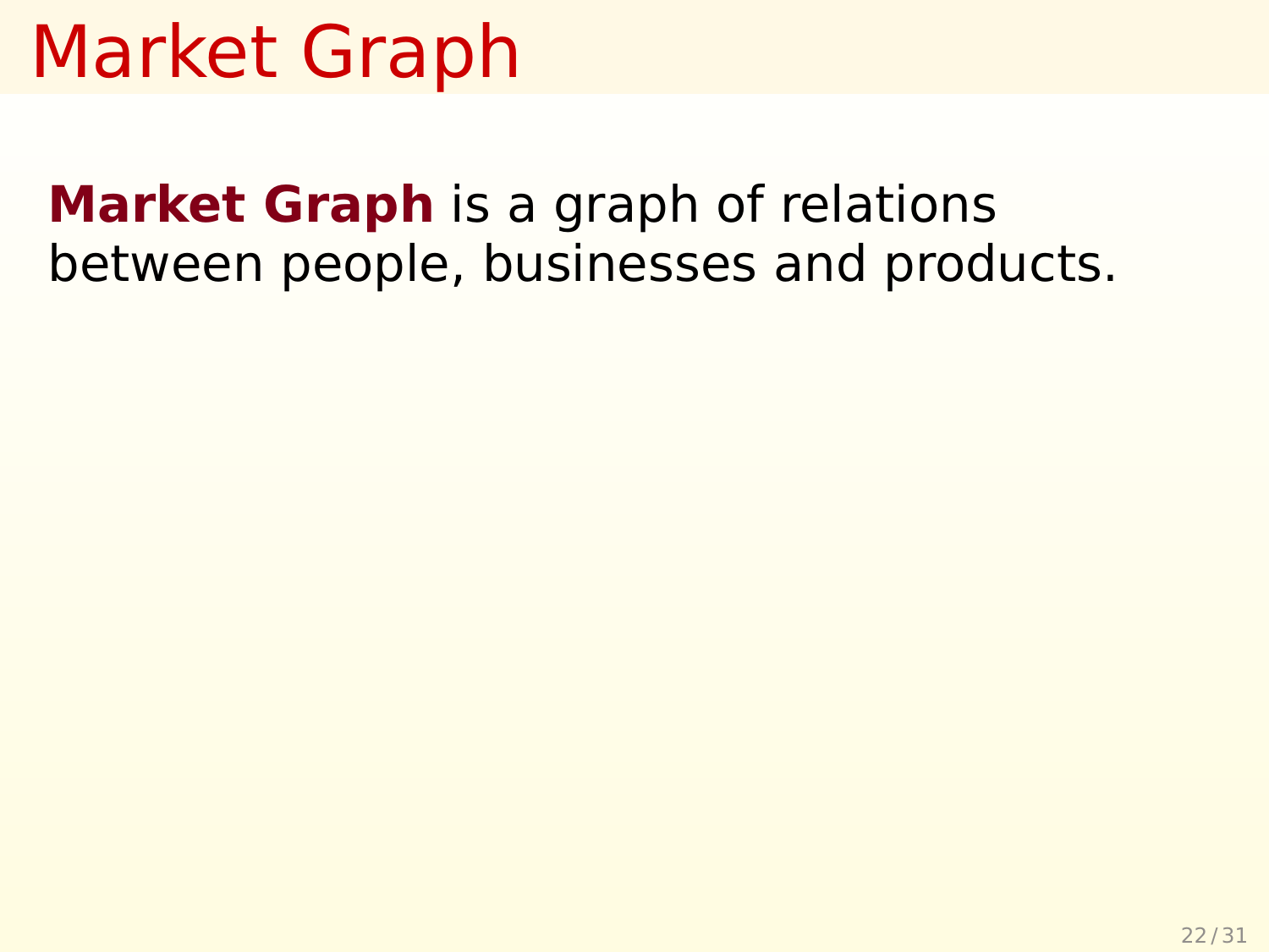# Market Graph

**Market Graph** is a graph of relations between people, businesses and products.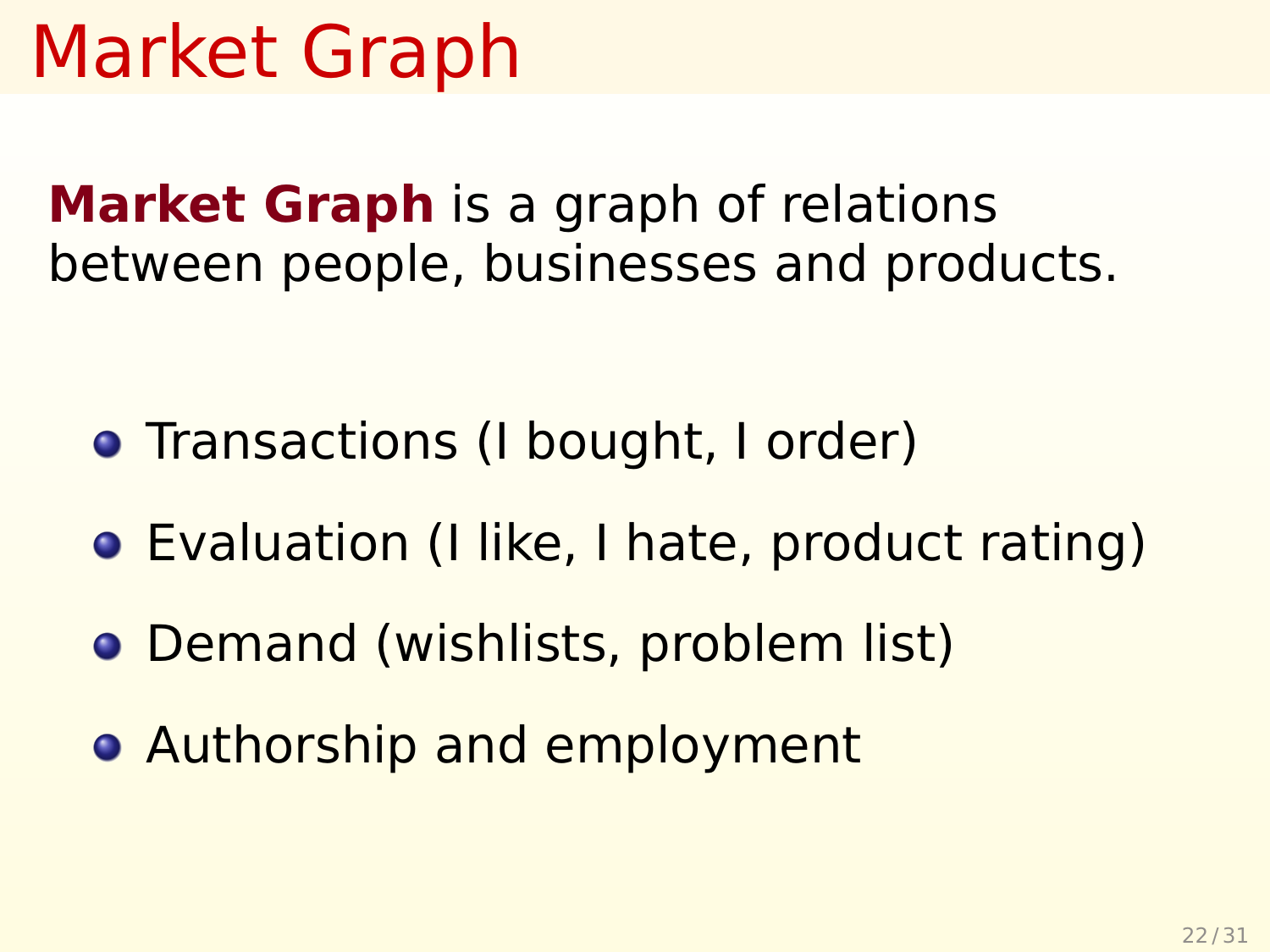# Market Graph

**Market Graph** is a graph of relations between people, businesses and products.

- Transactions (I bought, I order)
- Evaluation (I like, I hate, product rating)
- Demand (wishlists, problem list)
- Authorship and employment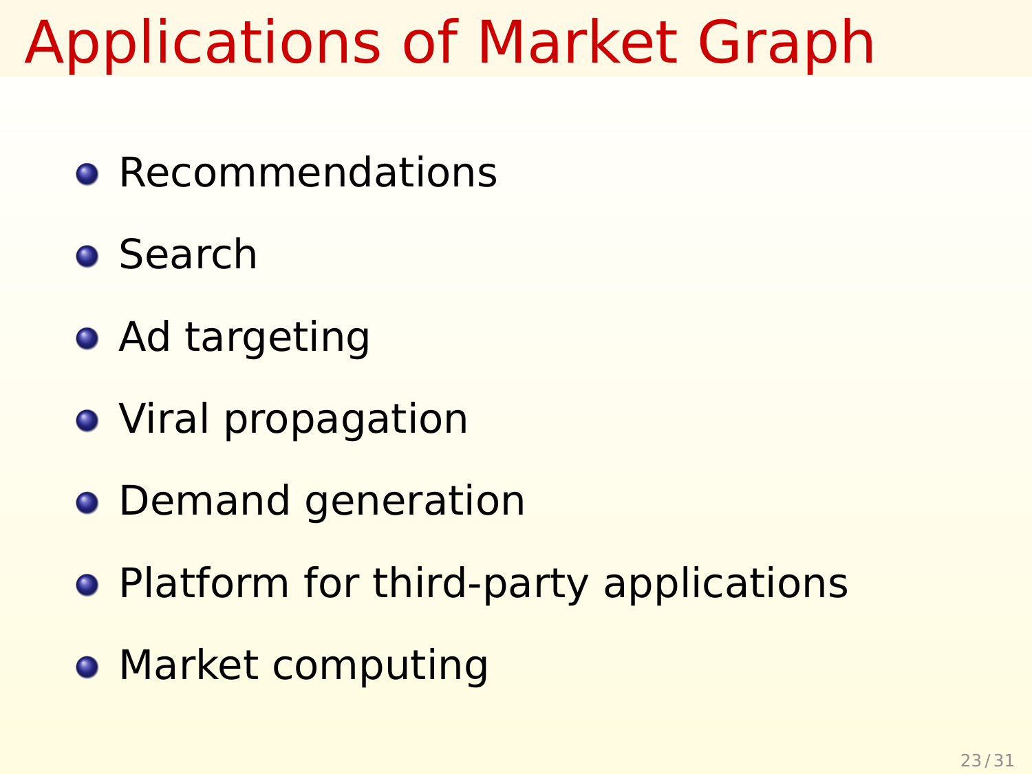# Applications of Market Graph

- Recommendations
- Search
- Ad targeting
- Viral propagation
- Demand generation
- Platform for third-party applications
- Market computing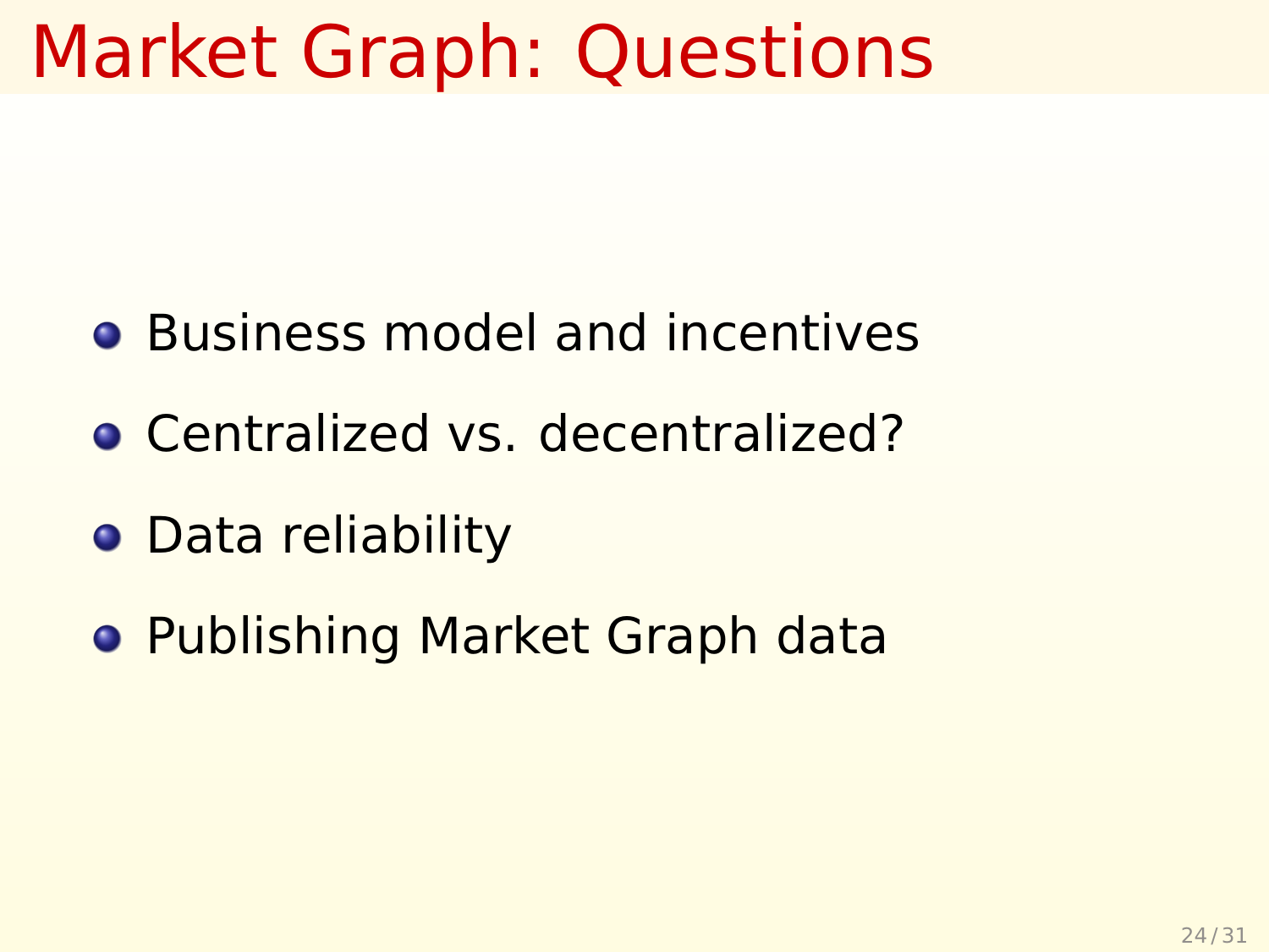# Market Graph: Questions

- Business model and incentives
- Centralized vs. decentralized?
- Data reliability
- Publishing Market Graph data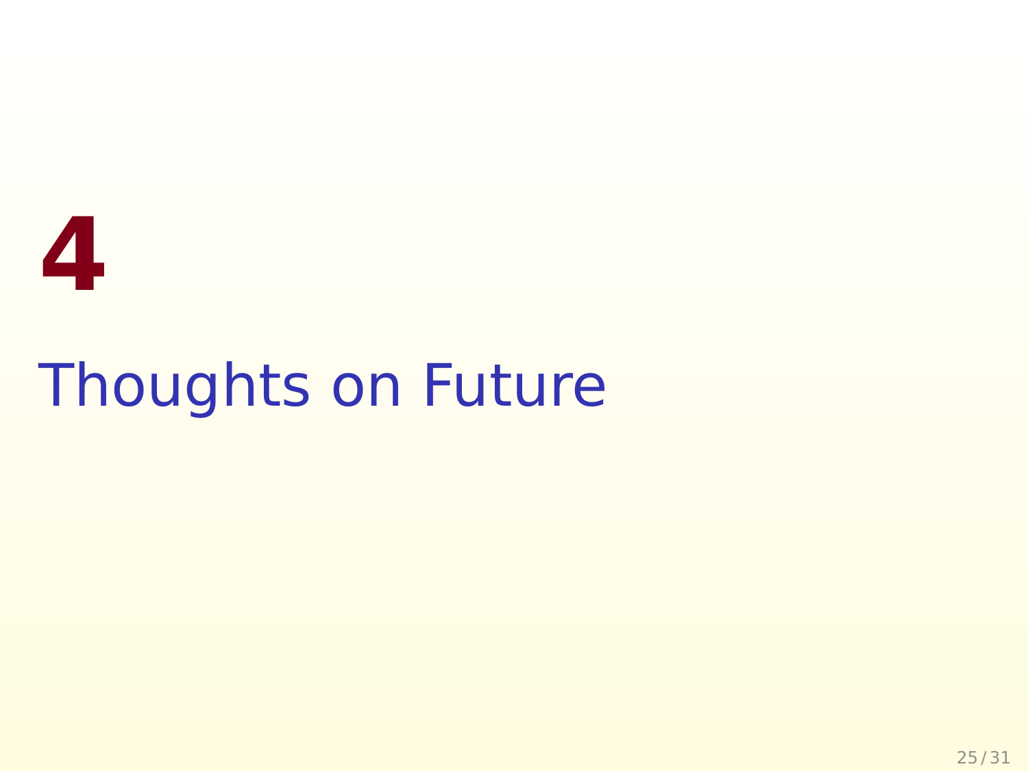# 4

# Thoughts on Future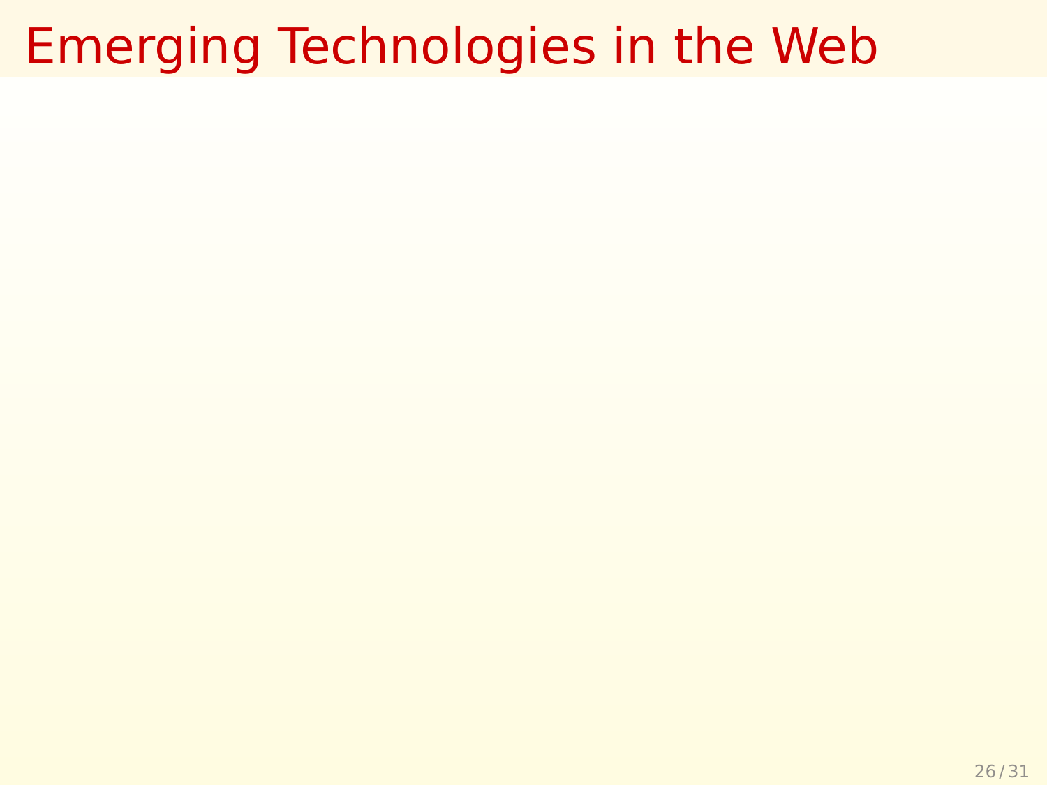# Emerging Technologies in the Web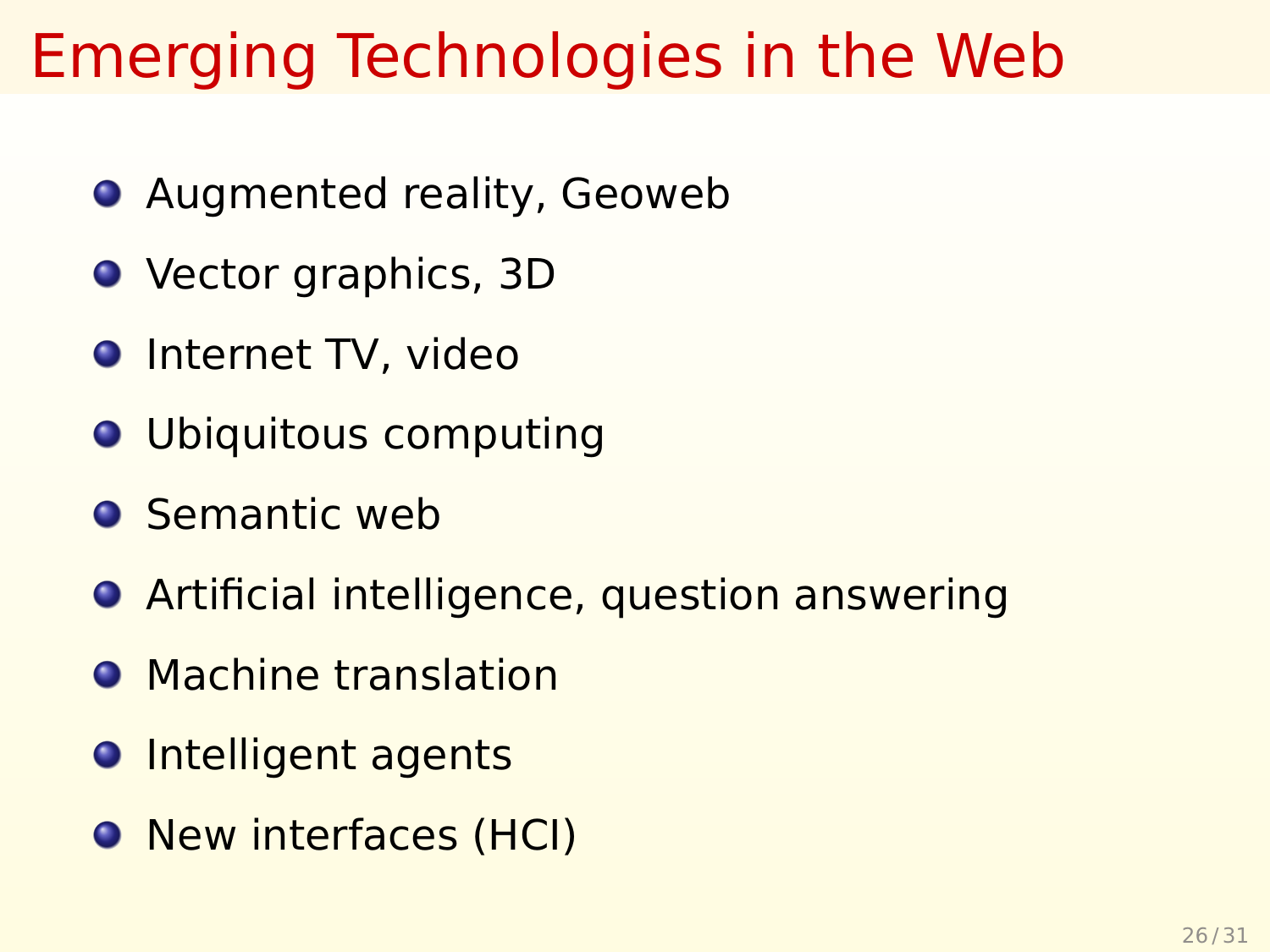# Emerging Technologies in the Web

- Augmented reality, Geoweb
- Vector graphics, 3D
- Internet TV, video
- Ubiquitous computing
- Semantic web
- Artificial intelligence, question answering
- Machine translation
- Intelligent agents
- New interfaces (HCI)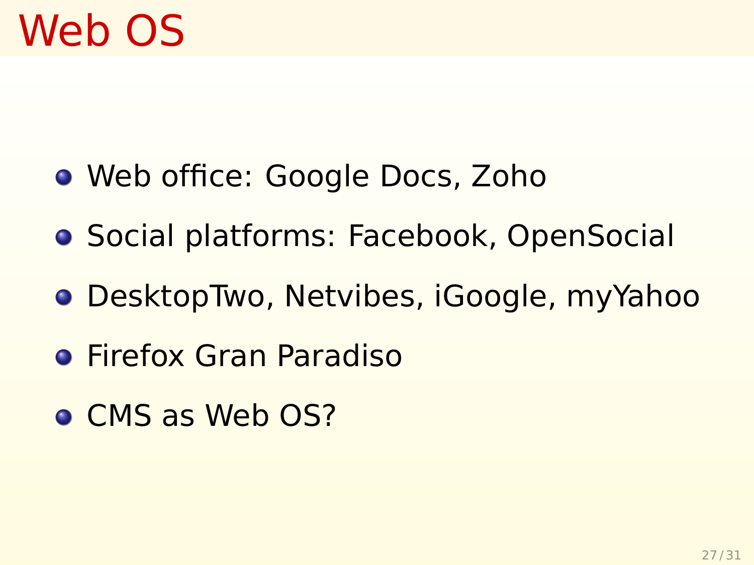# Web OS

- Web office: Google Docs, Zoho
- Social platforms: Facebook, OpenSocial
- DesktopTwo, Netvibes, iGoogle, myYahoo
- Firefox Gran Paradiso
- CMS as Web OS?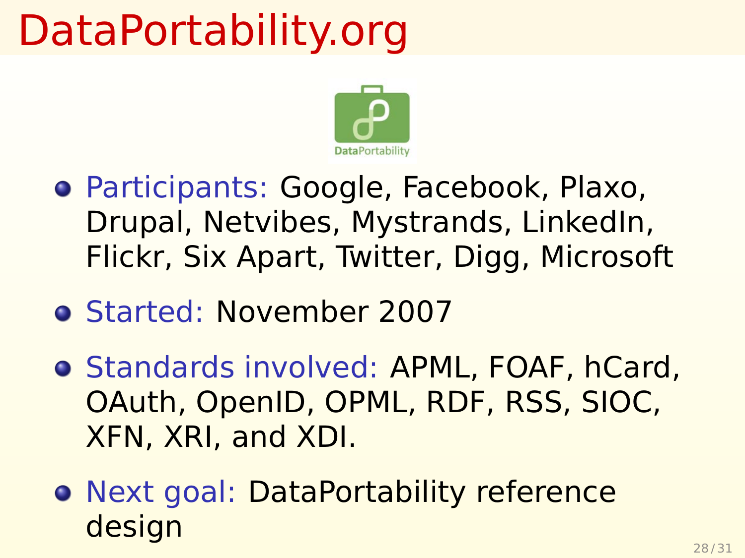# DataPortability.org

- Participants: Google, Facebook, Plaxo, Drupal, Netvibes, Mystrands, LinkedIn, Flickr, Six Apart, Twitter, Digg, Microsoft
- Started: November 2007
- Standards involved: APML, FOAF, hCard, OAuth, OpenID, OPML, RDF, RSS, SIOC, XFN, XRI, and XDI.
- Next goal: DataPortability reference design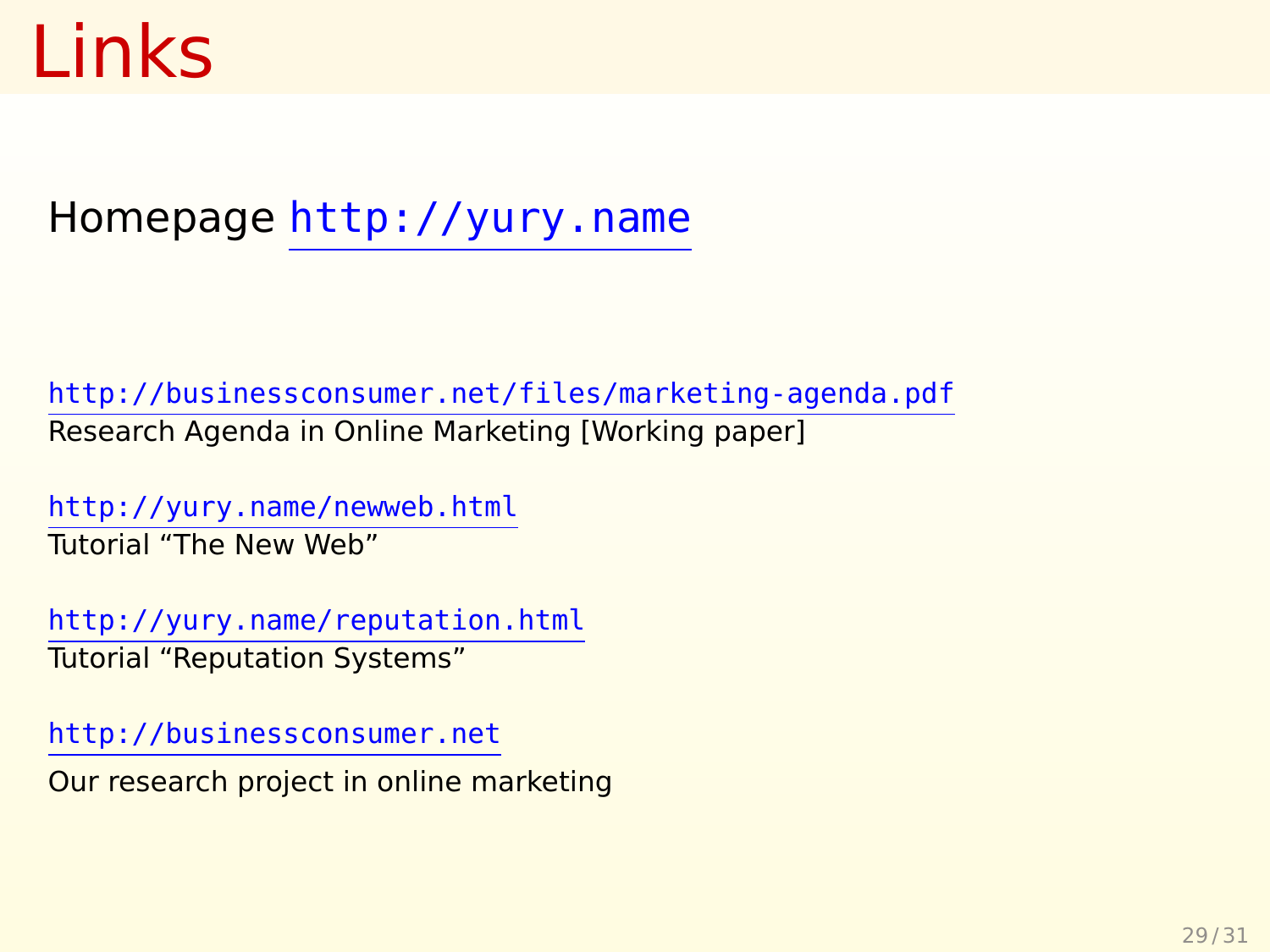# Links

Homepage http://yury.name

http://businessconsumer.net/files/marketing-agenda.pdf
Research Agenda in Online Marketing [Working paper]

http://yury.name/newweb.html
Tutorial “The New Web”

http://yury.name/reputation.html
Tutorial “Reputation Systems”

http://businessconsumer.net
Our research project in online marketing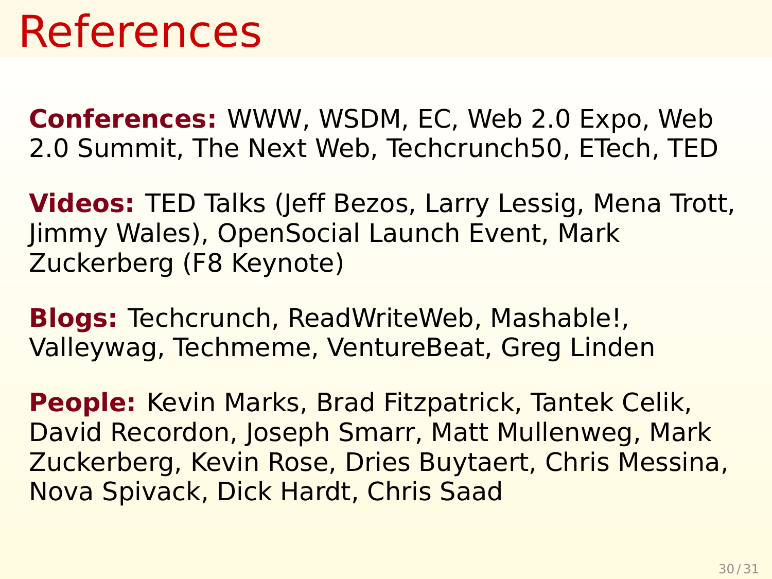# References

**Conferences:** WWW, WSDM, EC, Web 2.0 Expo, Web 2.0 Summit, The Next Web, Techcrunch50, ETech, TED

**Videos:** TED Talks (Jeff Bezos, Larry Lessig, Mena Trott, Jimmy Wales), OpenSocial Launch Event, Mark Zuckerberg (F8 Keynote)

**Blogs:** Techcrunch, ReadWriteWeb, Mashable!, Valleywag, Techmeme, VentureBeat, Greg Linden

**People:** Kevin Marks, Brad Fitzpatrick, Tantek Celik, David Recordon, Joseph Smarr, Matt Mullenweg, Mark Zuckerberg, Kevin Rose, Dries Buytaert, Chris Messina, Nova Spivack, Dick Hardt, Chris Saad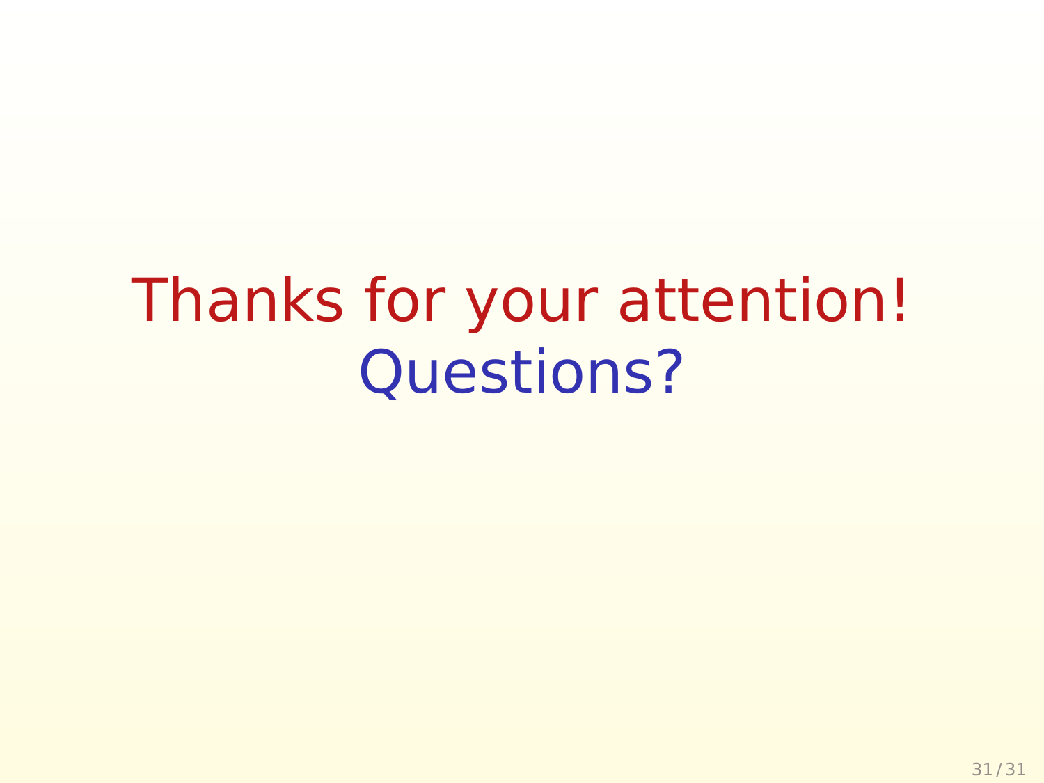Thanks for your attention!

Questions?